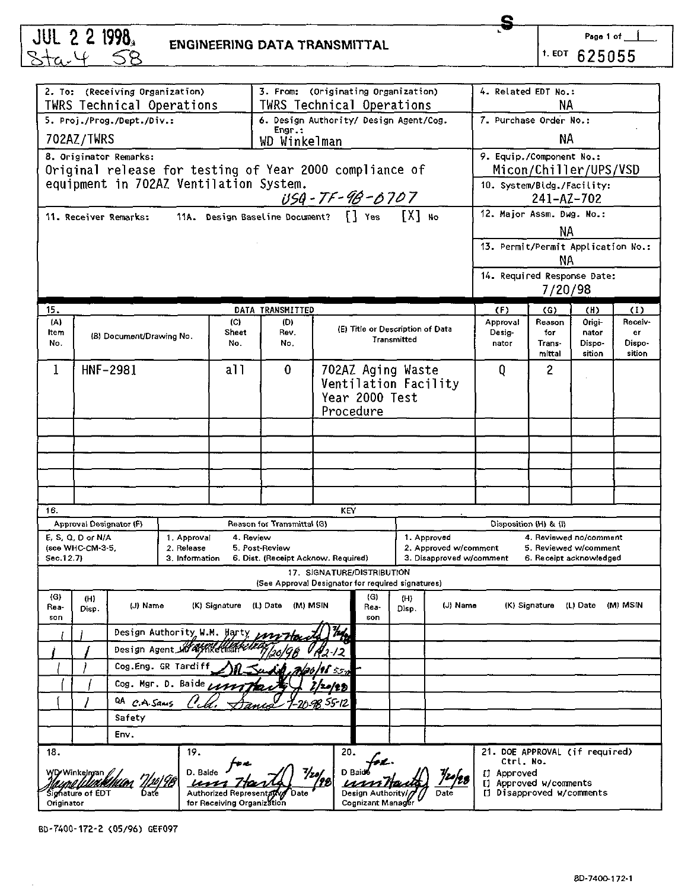JUL 2 2 1998
Sta. 4 58

# ENGINEERING DATA TRANSMITTAL

S

Page 1 of 1

1. EDT 625055

| | | |
|---|---|---|
| 2. To: (Receiving Organization) TWRS Technical Operations | 3. From: (Originating Organization) TWRS Technical Operations | 4. Related EDT No.: NA |
| 5. Proj./Prog./Dept./Div.: 702AZ/TWRS | 6. Design Authority/ Design Agent/Cog. Engr.: WD Winkelman | 7. Purchase Order No.: NA |
| 8. Originator Remarks: Original release for testing of Year 2000 compliance of equipment in 702AZ Ventilation System. USQ-TF-98-0707 | | 9. Equip./Component No.: Micon/Chiller/UPS/VSD |
| | | 10. System/Bldg./Facility: 241-AZ-702 |
| 11. Receiver Remarks: 11A. Design Baseline Document? [] Yes [X] No | | 12. Major Assm. Dwg. No.: NA |
| | | 13. Permit/Permit Application No.: NA |
| | | 14. Required Response Date: 7/20/98 |

15. DATA TRANSMITTED

| (A) Item No. | (B) Document/Drawing No. | (C) Sheet No. | (D) Rev. No. | (E) Title or Description of Data Transmitted | (F) Approval Designator | (G) Reason for Transmittal | (H) Originator Disposition | (I) Receiver Disposition |
|---|---|---|---|---|---|---|---|---|
| 1 | HNF-2981 | all | 0 | 702AZ Aging Waste Ventilation Facility Year 2000 Test Procedure | Q | 2 | | |

16. KEY

| Approval Designator (F) | Reason for Transmittal (G) | Disposition (H) & (I) |
|---|---|---|
| E, S, Q, D or N/A (see WHC-CM-3-5, Sec.12.7) | 1. Approval 2. Release 3. Information 4. Review 5. Post-Review 6. Dist. (Receipt Acknow. Required) | 1. Approved 2. Approved w/comment 3. Disapproved w/comment 4. Reviewed no/comment 5. Reviewed w/comment 6. Receipt acknowledged |

17. SIGNATURE/DISTRIBUTION
(See Approval Designator for required signatures)

| (G) Reason | (H) Disp. | (J) Name | (K) Signature | (L) Date | (M) MSIN | (G) Reason | (H) Disp. | (J) Name | (K) Signature | (L) Date | (M) MSIN |
|---|---|---|---|---|---|---|---|---|---|---|---|
| 1 | 1 | Design Authority W.M. Harty | *W.M. Harty* | 7/20/98 | | | | | | | |
| 1 | 1 | Design Agent WD Winkelman | *Wayne Winkelman* | 7/20/98 | R2-12 | | | | | | |
| 1 | 1 | Cog.Eng. GR Tardiff | *G.R. Tardiff* | 7/20/98 | S5-?? | | | | | | |
| 1 | 1 | Cog. Mgr. D. Baide | *W.M. Harty* | 7/20/98 | | | | | | | |
| 1 | 1 | QA C.A. Sams | *C.A. Sams* | 7-20-98 | S5-12 | | | | | | |
| | | Safety | | | | | | | | | |
| | | Env. | | | | | | | | | |

| 18. | 19. | 20. | 21. DOE APPROVAL (if required) |
|---|---|---|---|
| WD Winkelman *Wayne Winkelman* 7/20/98 Signature of EDT Originator Date | D. Baide *for W.M. Harty* 7/20/98 Authorized Representative Date for Receiving Organization | D Baide *for W.M. Harty* 7/20/98 Design Authority/ Cognizant Manager Date | Ctrl. No. [] Approved [] Approved w/comments [] Disapproved w/comments |

BD-7400-172-2 (05/96) GEF097

BD-7400-172-1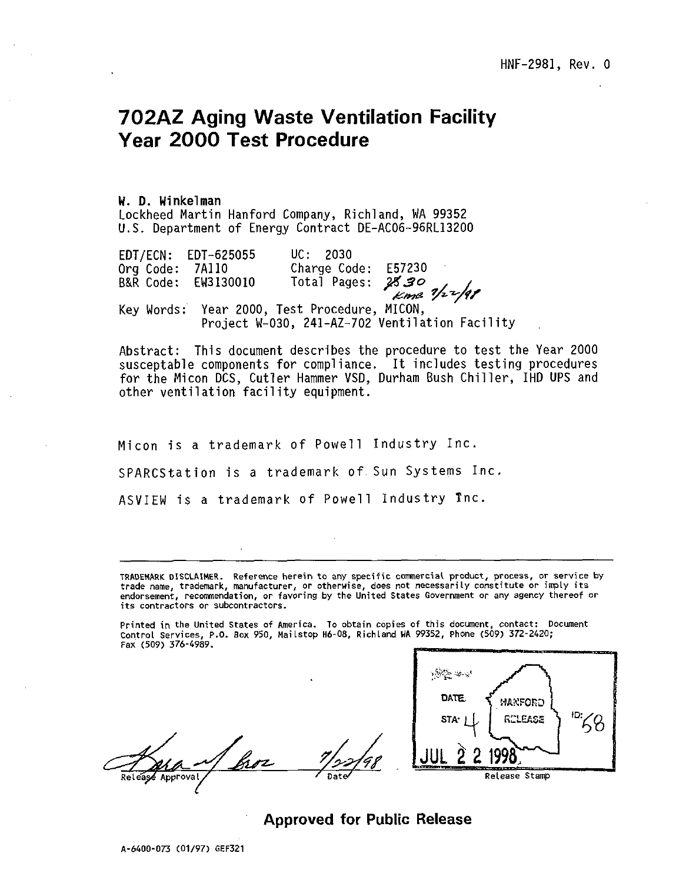HNF-2981, Rev. 0

# 702AZ Aging Waste Ventilation Facility Year 2000 Test Procedure

**W. D. Winkelman**
Lockheed Martin Hanford Company, Richland, WA 99352
U.S. Department of Energy Contract DE-AC06-96RL13200

| | | | |
|---|---|---|---|
| EDT/ECN: | EDT-625055 | UC: | 2030 |
| Org Code: | 7A110 | Charge Code: | E57230 |
| B&R Code: | EW3130010 | Total Pages: | ~~28~~ 30 KMB 7/22/98 |

Key Words: Year 2000, Test Procedure, MICON, Project W-030, 241-AZ-702 Ventilation Facility

Abstract: This document describes the procedure to test the Year 2000 susceptable components for compliance. It includes testing procedures for the Micon DCS, Cutler Hammer VSD, Durham Bush Chiller, IHD UPS and other ventilation facility equipment.

Micon is a trademark of Powell Industry Inc.

SPARCStation is a trademark of Sun Systems Inc.

ASVIEW is a trademark of Powell Industry Inc.

---

TRADEMARK DISCLAIMER. Reference herein to any specific commercial product, process, or service by trade name, trademark, manufacturer, or otherwise, does not necessarily constitute or imply its endorsement, recommendation, or favoring by the United States Government or any agency thereof or its contractors or subcontractors.

Printed in the United States of America. To obtain copies of this document, contact: Document Control Services, P.O. Box 950, Mailstop H6-08, Richland WA 99352, Phone (509) 372-2420; Fax (509) 376-4989.

Release Approval — 7/22/98 Date

DATE: JUL 22 1998 — STA: 4 — HANFORD RELEASE — ID: 68

Release Stamp

**Approved for Public Release**

A-6400-073 (01/97) GEF321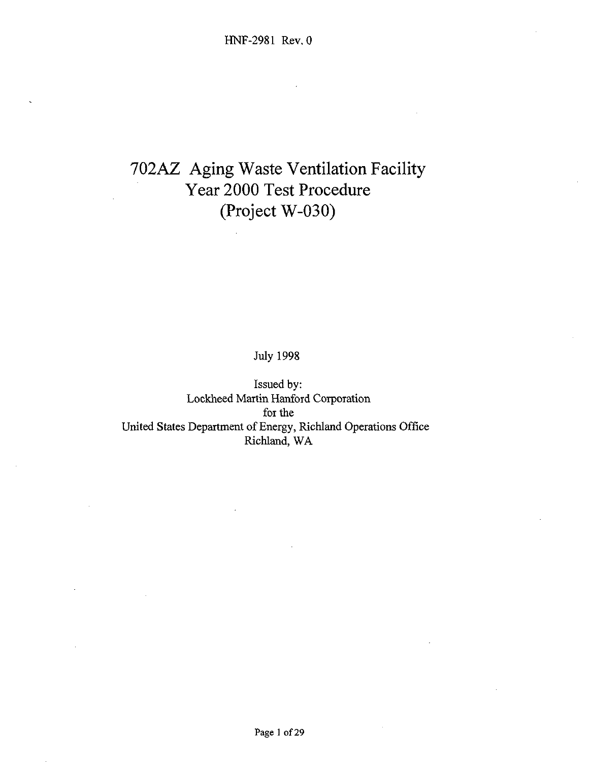# 702AZ Aging Waste Ventilation Facility Year 2000 Test Procedure (Project W-030)

July 1998

Issued by:
Lockheed Martin Hanford Corporation
for the
United States Department of Energy, Richland Operations Office
Richland, WA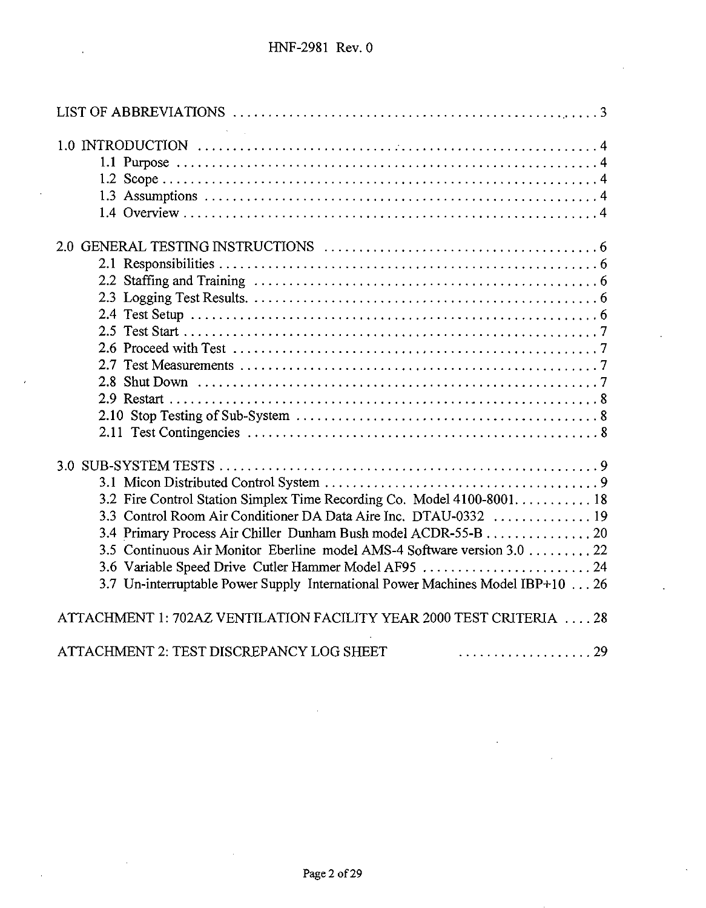LIST OF ABBREVIATIONS ..................................................... 3

1.0 INTRODUCTION ........................................................... 4
- 1.1 Purpose ............................................................... 4
- 1.2 Scope ................................................................. 4
- 1.3 Assumptions ........................................................... 4
- 1.4 Overview .............................................................. 4

2.0 GENERAL TESTING INSTRUCTIONS ........................................... 6
- 2.1 Responsibilities ...................................................... 6
- 2.2 Staffing and Training ................................................. 6
- 2.3 Logging Test Results. ................................................. 6
- 2.4 Test Setup ............................................................ 6
- 2.5 Test Start ............................................................ 7
- 2.6 Proceed with Test ..................................................... 7
- 2.7 Test Measurements ..................................................... 7
- 2.8 Shut Down ............................................................. 7
- 2.9 Restart ............................................................... 8
- 2.10 Stop Testing of Sub-System ........................................... 8
- 2.11 Test Contingencies ................................................... 8

3.0 SUB-SYSTEM TESTS ....................................................... 9
- 3.1 Micon Distributed Control System ...................................... 9
- 3.2 Fire Control Station Simplex Time Recording Co. Model 4100-8001........... 18
- 3.3 Control Room Air Conditioner DA Data Aire Inc. DTAU-0332 .............. 19
- 3.4 Primary Process Air Chiller Dunham Bush model ACDR-55-B ............... 20
- 3.5 Continuous Air Monitor Eberline model AMS-4 Software version 3.0 ......... 22
- 3.6 Variable Speed Drive Cutler Hammer Model AF95 ......................... 24
- 3.7 Un-interruptable Power Supply International Power Machines Model IBP+10 ... 26

ATTACHMENT 1: 702AZ VENTILATION FACILITY YEAR 2000 TEST CRITERIA .... 28

ATTACHMENT 2: TEST DISCREPANCY LOG SHEET ................... 29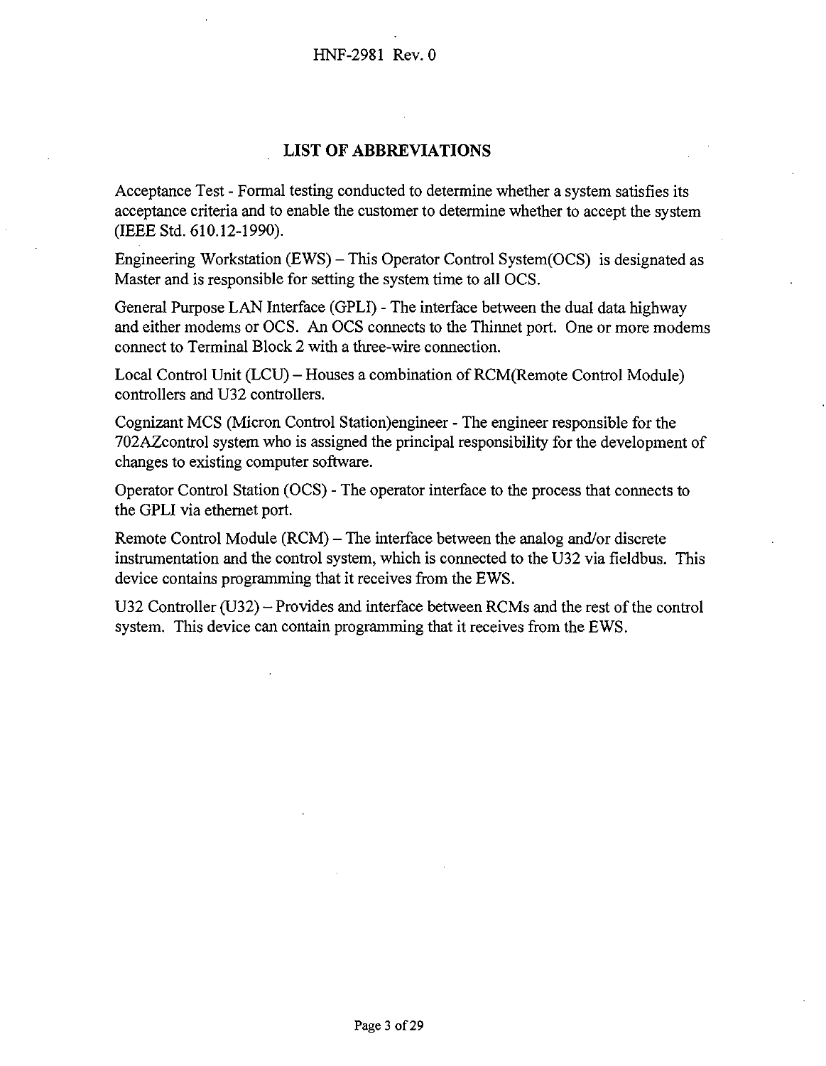## LIST OF ABBREVIATIONS

Acceptance Test - Formal testing conducted to determine whether a system satisfies its acceptance criteria and to enable the customer to determine whether to accept the system (IEEE Std. 610.12-1990).

Engineering Workstation (EWS) – This Operator Control System(OCS) is designated as Master and is responsible for setting the system time to all OCS.

General Purpose LAN Interface (GPLI) - The interface between the dual data highway and either modems or OCS. An OCS connects to the Thinnet port. One or more modems connect to Terminal Block 2 with a three-wire connection.

Local Control Unit (LCU) – Houses a combination of RCM(Remote Control Module) controllers and U32 controllers.

Cognizant MCS (Micron Control Station)engineer - The engineer responsible for the 702AZcontrol system who is assigned the principal responsibility for the development of changes to existing computer software.

Operator Control Station (OCS) - The operator interface to the process that connects to the GPLI via ethernet port.

Remote Control Module (RCM) – The interface between the analog and/or discrete instrumentation and the control system, which is connected to the U32 via fieldbus. This device contains programming that it receives from the EWS.

U32 Controller (U32) – Provides and interface between RCMs and the rest of the control system. This device can contain programming that it receives from the EWS.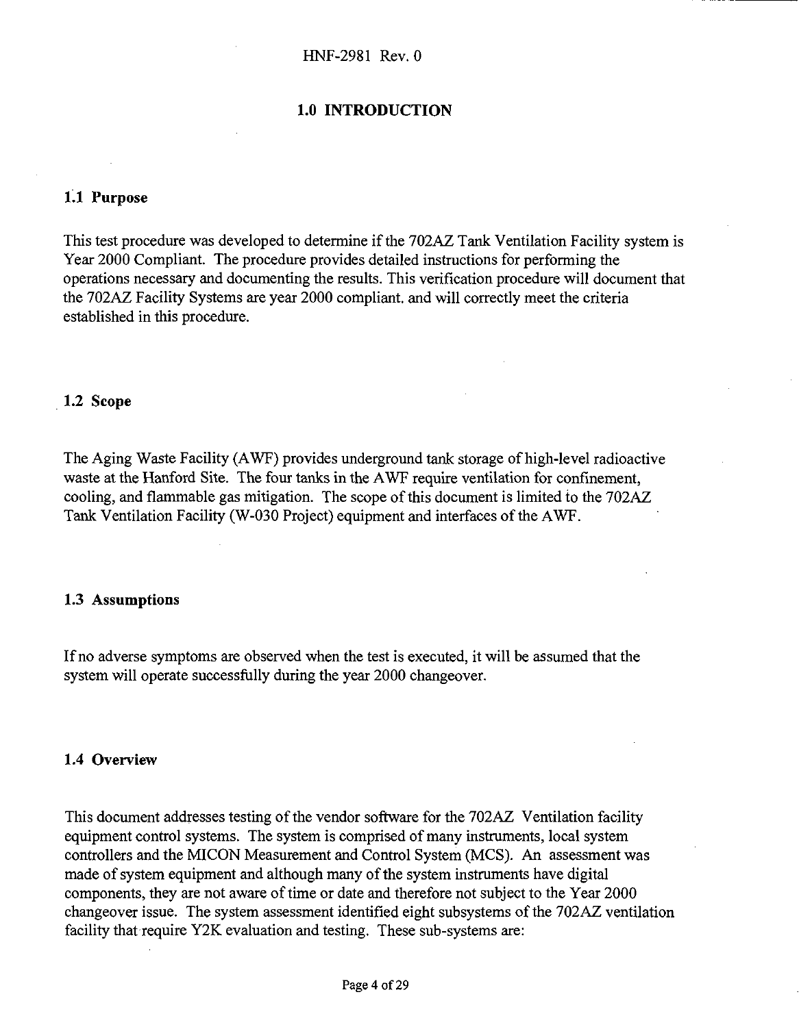# 1.0 INTRODUCTION

## 1.1 Purpose

This test procedure was developed to determine if the 702AZ Tank Ventilation Facility system is Year 2000 Compliant. The procedure provides detailed instructions for performing the operations necessary and documenting the results. This verification procedure will document that the 702AZ Facility Systems are year 2000 compliant. and will correctly meet the criteria established in this procedure.

## 1.2 Scope

The Aging Waste Facility (AWF) provides underground tank storage of high-level radioactive waste at the Hanford Site. The four tanks in the AWF require ventilation for confinement, cooling, and flammable gas mitigation. The scope of this document is limited to the 702AZ Tank Ventilation Facility (W-030 Project) equipment and interfaces of the AWF.

## 1.3 Assumptions

If no adverse symptoms are observed when the test is executed, it will be assumed that the system will operate successfully during the year 2000 changeover.

## 1.4 Overview

This document addresses testing of the vendor software for the 702AZ Ventilation facility equipment control systems. The system is comprised of many instruments, local system controllers and the MICON Measurement and Control System (MCS). An assessment was made of system equipment and although many of the system instruments have digital components, they are not aware of time or date and therefore not subject to the Year 2000 changeover issue. The system assessment identified eight subsystems of the 702AZ ventilation facility that require Y2K evaluation and testing. These sub-systems are: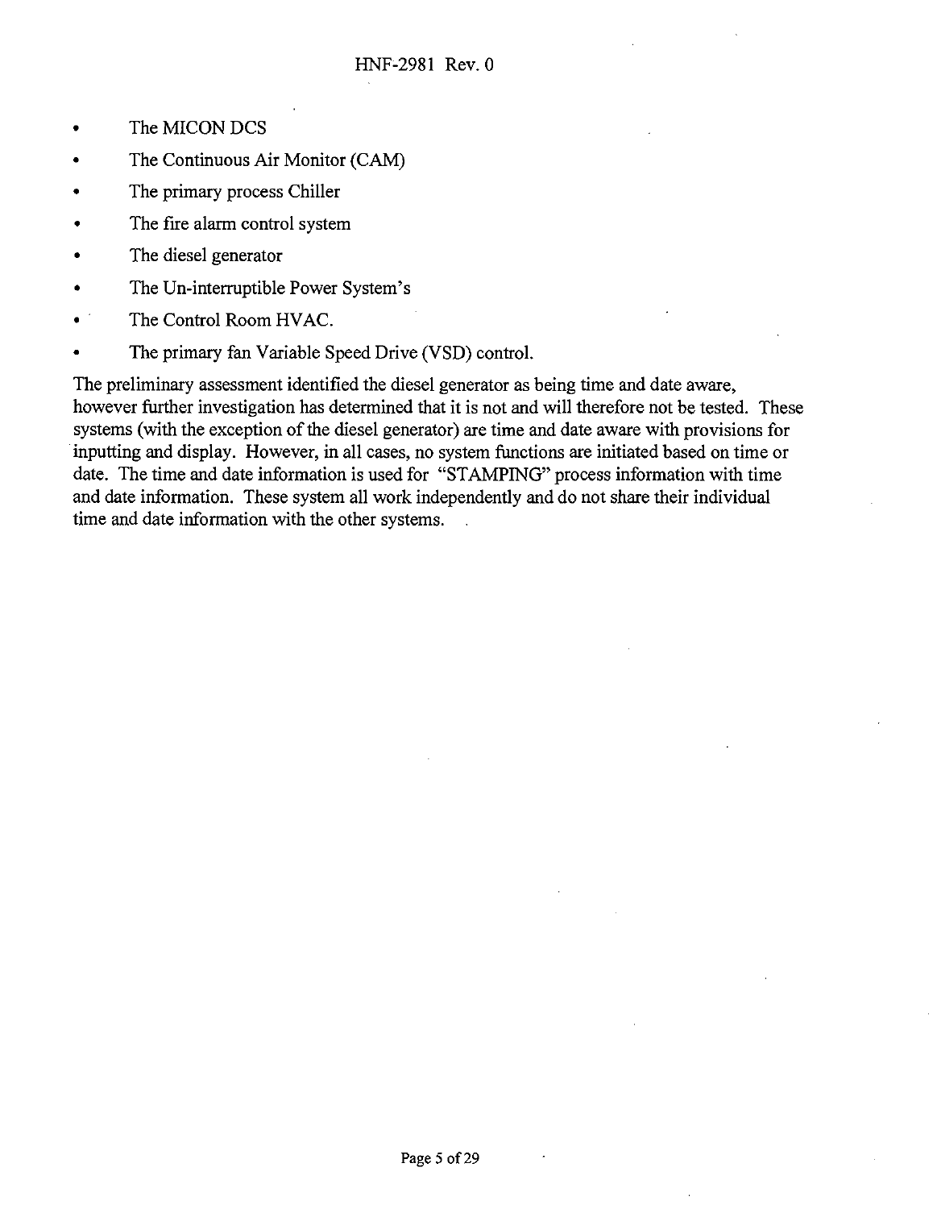- The MICON DCS
- The Continuous Air Monitor (CAM)
- The primary process Chiller
- The fire alarm control system
- The diesel generator
- The Un-interruptible Power System's
- The Control Room HVAC.
- The primary fan Variable Speed Drive (VSD) control.

The preliminary assessment identified the diesel generator as being time and date aware, however further investigation has determined that it is not and will therefore not be tested. These systems (with the exception of the diesel generator) are time and date aware with provisions for inputting and display. However, in all cases, no system functions are initiated based on time or date. The time and date information is used for "STAMPING" process information with time and date information. These system all work independently and do not share their individual time and date information with the other systems.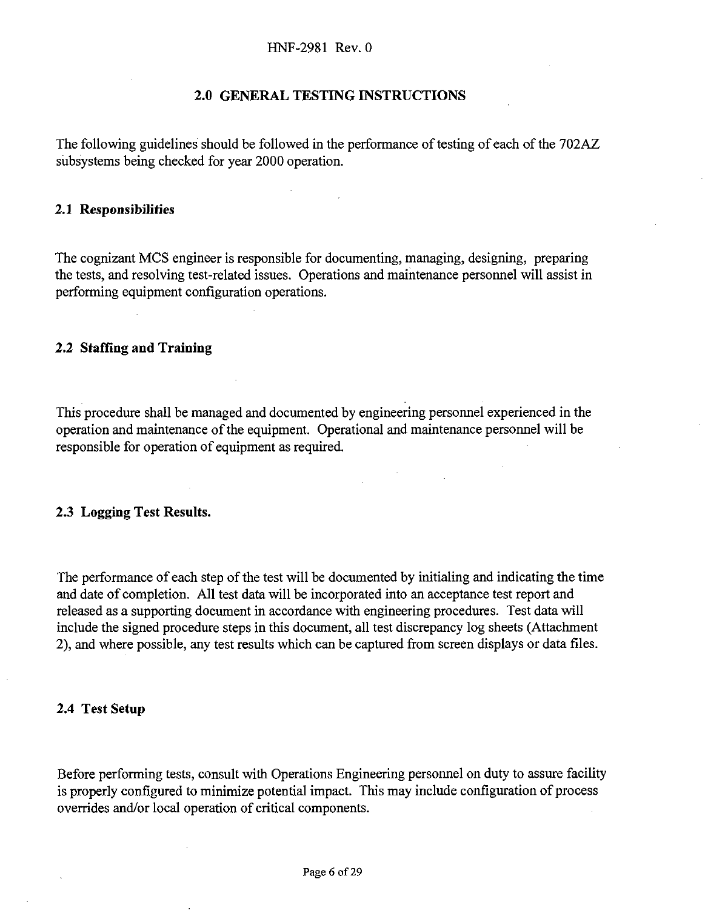## 2.0 GENERAL TESTING INSTRUCTIONS

The following guidelines should be followed in the performance of testing of each of the 702AZ subsystems being checked for year 2000 operation.

### 2.1 Responsibilities

The cognizant MCS engineer is responsible for documenting, managing, designing, preparing the tests, and resolving test-related issues. Operations and maintenance personnel will assist in performing equipment configuration operations.

### 2.2 Staffing and Training

This procedure shall be managed and documented by engineering personnel experienced in the operation and maintenance of the equipment. Operational and maintenance personnel will be responsible for operation of equipment as required.

### 2.3 Logging Test Results.

The performance of each step of the test will be documented by initialing and indicating the time and date of completion. All test data will be incorporated into an acceptance test report and released as a supporting document in accordance with engineering procedures. Test data will include the signed procedure steps in this document, all test discrepancy log sheets (Attachment 2), and where possible, any test results which can be captured from screen displays or data files.

### 2.4 Test Setup

Before performing tests, consult with Operations Engineering personnel on duty to assure facility is properly configured to minimize potential impact. This may include configuration of process overrides and/or local operation of critical components.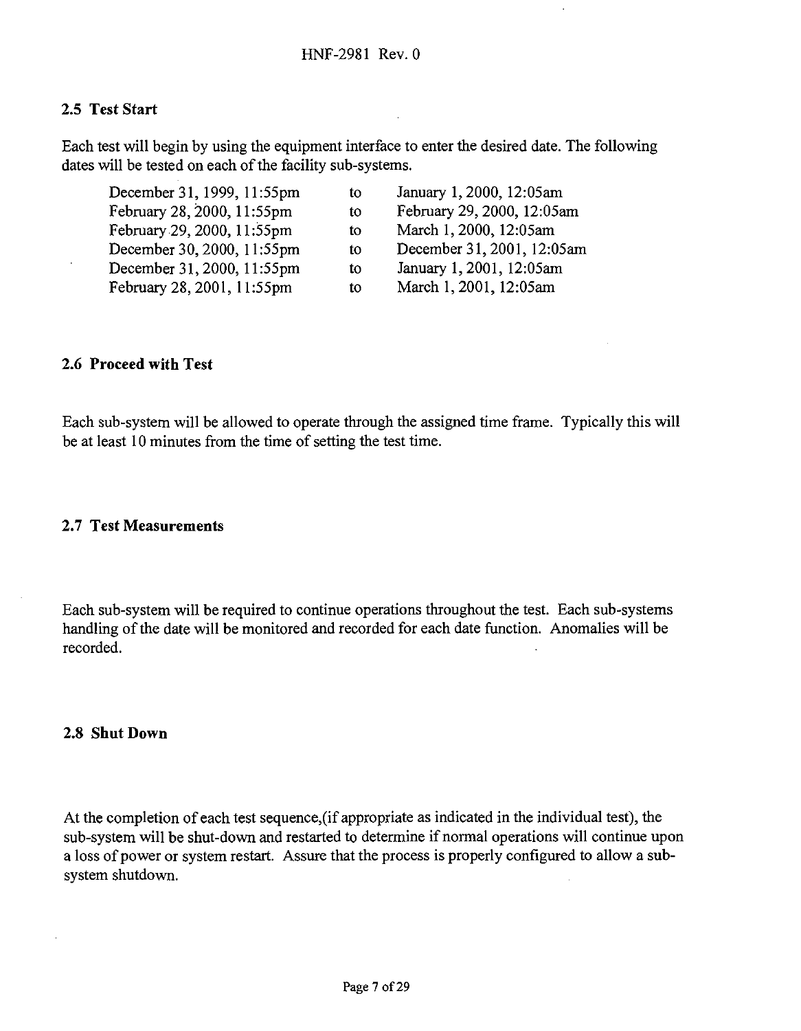## 2.5 Test Start

Each test will begin by using the equipment interface to enter the desired date. The following dates will be tested on each of the facility sub-systems.

| | | |
|---|---|---|
| December 31, 1999, 11:55pm | to | January 1, 2000, 12:05am |
| February 28, 2000, 11:55pm | to | February 29, 2000, 12:05am |
| February 29, 2000, 11:55pm | to | March 1, 2000, 12:05am |
| December 30, 2000, 11:55pm | to | December 31, 2001, 12:05am |
| December 31, 2000, 11:55pm | to | January 1, 2001, 12:05am |
| February 28, 2001, 11:55pm | to | March 1, 2001, 12:05am |

## 2.6 Proceed with Test

Each sub-system will be allowed to operate through the assigned time frame. Typically this will be at least 10 minutes from the time of setting the test time.

## 2.7 Test Measurements

Each sub-system will be required to continue operations throughout the test. Each sub-systems handling of the date will be monitored and recorded for each date function. Anomalies will be recorded.

## 2.8 Shut Down

At the completion of each test sequence,(if appropriate as indicated in the individual test), the sub-system will be shut-down and restarted to determine if normal operations will continue upon a loss of power or system restart. Assure that the process is properly configured to allow a sub-system shutdown.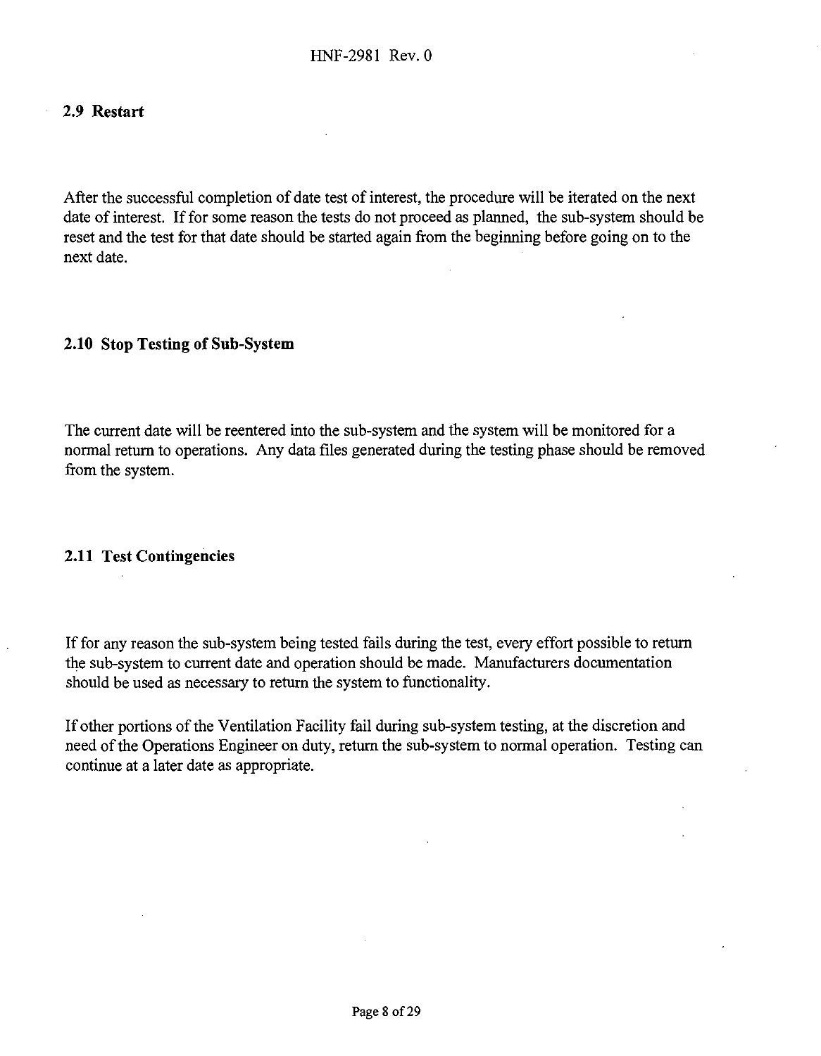## 2.9 Restart

After the successful completion of date test of interest, the procedure will be iterated on the next date of interest. If for some reason the tests do not proceed as planned, the sub-system should be reset and the test for that date should be started again from the beginning before going on to the next date.

## 2.10 Stop Testing of Sub-System

The current date will be reentered into the sub-system and the system will be monitored for a normal return to operations. Any data files generated during the testing phase should be removed from the system.

## 2.11 Test Contingencies

If for any reason the sub-system being tested fails during the test, every effort possible to return the sub-system to current date and operation should be made. Manufacturers documentation should be used as necessary to return the system to functionality.

If other portions of the Ventilation Facility fail during sub-system testing, at the discretion and need of the Operations Engineer on duty, return the sub-system to normal operation. Testing can continue at a later date as appropriate.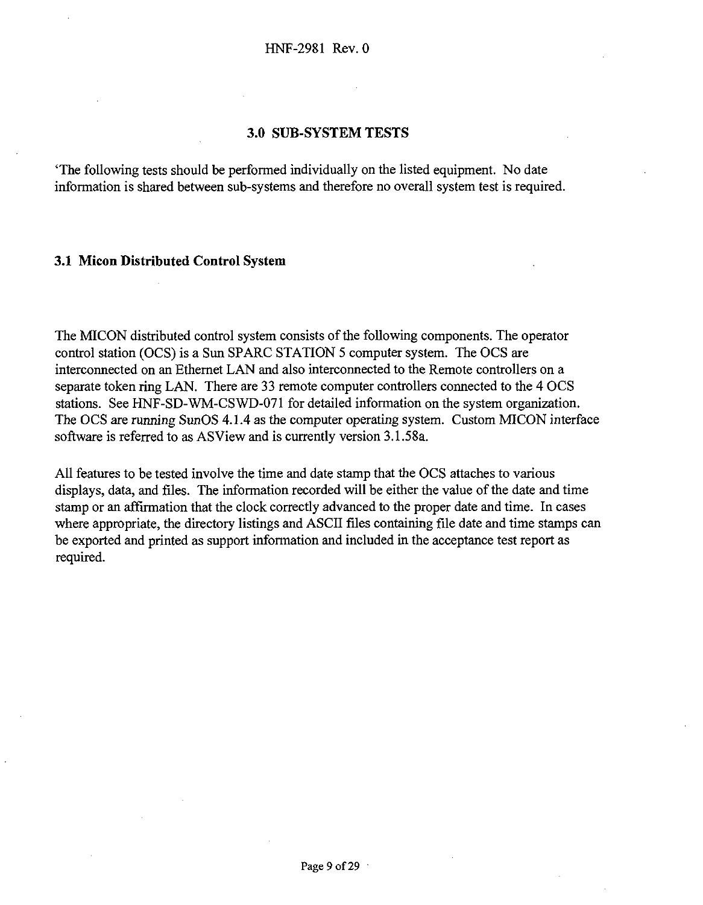## 3.0 SUB-SYSTEM TESTS

'The following tests should be performed individually on the listed equipment. No date information is shared between sub-systems and therefore no overall system test is required.

### 3.1 Micon Distributed Control System

The MICON distributed control system consists of the following components. The operator control station (OCS) is a Sun SPARC STATION 5 computer system. The OCS are interconnected on an Ethernet LAN and also interconnected to the Remote controllers on a separate token ring LAN. There are 33 remote computer controllers connected to the 4 OCS stations. See HNF-SD-WM-CSWD-071 for detailed information on the system organization. The OCS are running SunOS 4.1.4 as the computer operating system. Custom MICON interface software is referred to as ASView and is currently version 3.1.58a.

All features to be tested involve the time and date stamp that the OCS attaches to various displays, data, and files. The information recorded will be either the value of the date and time stamp or an affirmation that the clock correctly advanced to the proper date and time. In cases where appropriate, the directory listings and ASCII files containing file date and time stamps can be exported and printed as support information and included in the acceptance test report as required.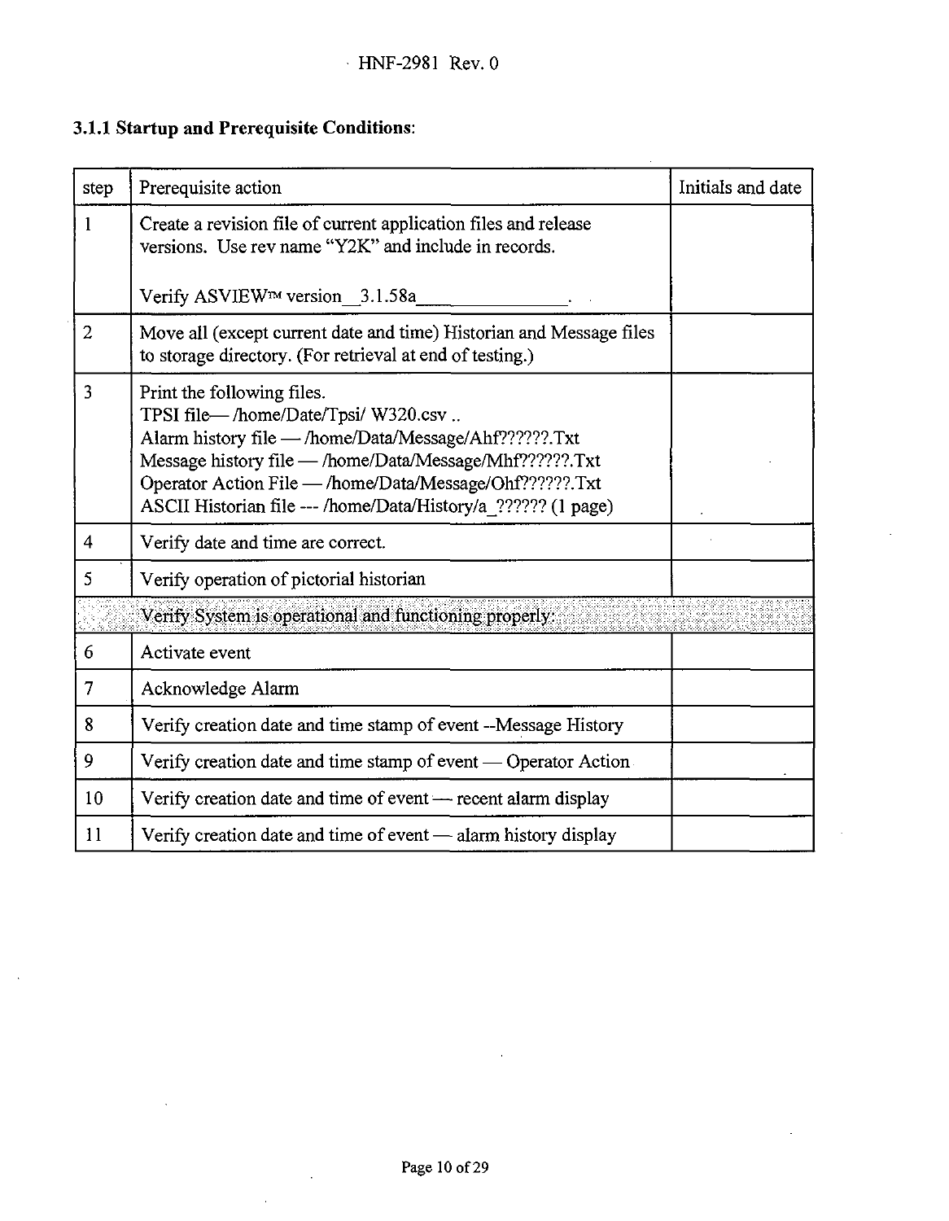### 3.1.1 Startup and Prerequisite Conditions:

| step | Prerequisite action | Initials and date |
|---|---|---|
| 1 | Create a revision file of current application files and release versions. Use rev name "Y2K" and include in records.<br><br>Verify ASVIEW™ version 3.1.58a_______________. | |
| 2 | Move all (except current date and time) Historian and Message files to storage directory. (For retrieval at end of testing.) | |
| 3 | Print the following files.<br>TPSI file— /home/Date/Tpsi/ W320.csv ..<br>Alarm history file — /home/Data/Message/Ahf??????.Txt<br>Message history file — /home/Data/Message/Mhf??????.Txt<br>Operator Action File — /home/Data/Message/Ohf??????.Txt<br>ASCII Historian file --- /home/Data/History/a_?????? (1 page) | |
| 4 | Verify date and time are correct. | |
| 5 | Verify operation of pictorial historian | |
| | **Verify System is operational and functioning properly:** | |
| 6 | Activate event | |
| 7 | Acknowledge Alarm | |
| 8 | Verify creation date and time stamp of event --Message History | |
| 9 | Verify creation date and time stamp of event — Operator Action | |
| 10 | Verify creation date and time of event — recent alarm display | |
| 11 | Verify creation date and time of event — alarm history display | |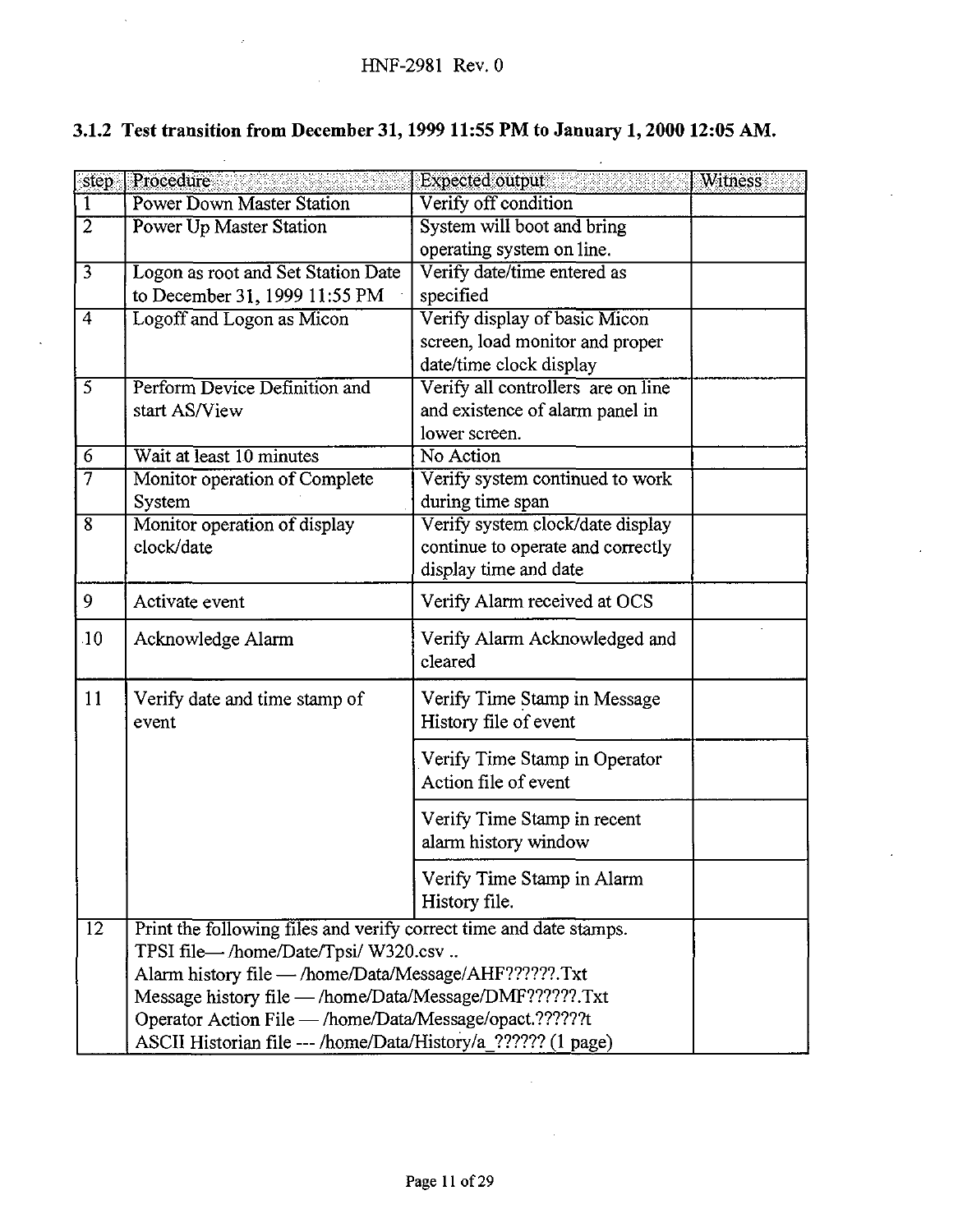### 3.1.2 Test transition from December 31, 1999 11:55 PM to January 1, 2000 12:05 AM.

| step | Procedure | Expected output | Witness |
|---|---|---|---|
| 1 | Power Down Master Station | Verify off condition | |
| 2 | Power Up Master Station | System will boot and bring operating system on line. | |
| 3 | Logon as root and Set Station Date to December 31, 1999 11:55 PM | Verify date/time entered as specified | |
| 4 | Logoff and Logon as Micon | Verify display of basic Micon screen, load monitor and proper date/time clock display | |
| 5 | Perform Device Definition and start AS/View | Verify all controllers are on line and existence of alarm panel in lower screen. | |
| 6 | Wait at least 10 minutes | No Action | |
| 7 | Monitor operation of Complete System | Verify system continued to work during time span | |
| 8 | Monitor operation of display clock/date | Verify system clock/date display continue to operate and correctly display time and date | |
| 9 | Activate event | Verify Alarm received at OCS | |
| 10 | Acknowledge Alarm | Verify Alarm Acknowledged and cleared | |
| 11 | Verify date and time stamp of event | Verify Time Stamp in Message History file of event | |
| | | Verify Time Stamp in Operator Action file of event | |
| | | Verify Time Stamp in recent alarm history window | |
| | | Verify Time Stamp in Alarm History file. | |
| 12 | Print the following files and verify correct time and date stamps.<br>TPSI file— /home/Date/Tpsi/ W320.csv ..<br>Alarm history file — /home/Data/Message/AHF??????.Txt<br>Message history file — /home/Data/Message/DMF??????.Txt<br>Operator Action File — /home/Data/Message/opact.??????t<br>ASCII Historian file --- /home/Data/History/a_?????? (1 page) | | |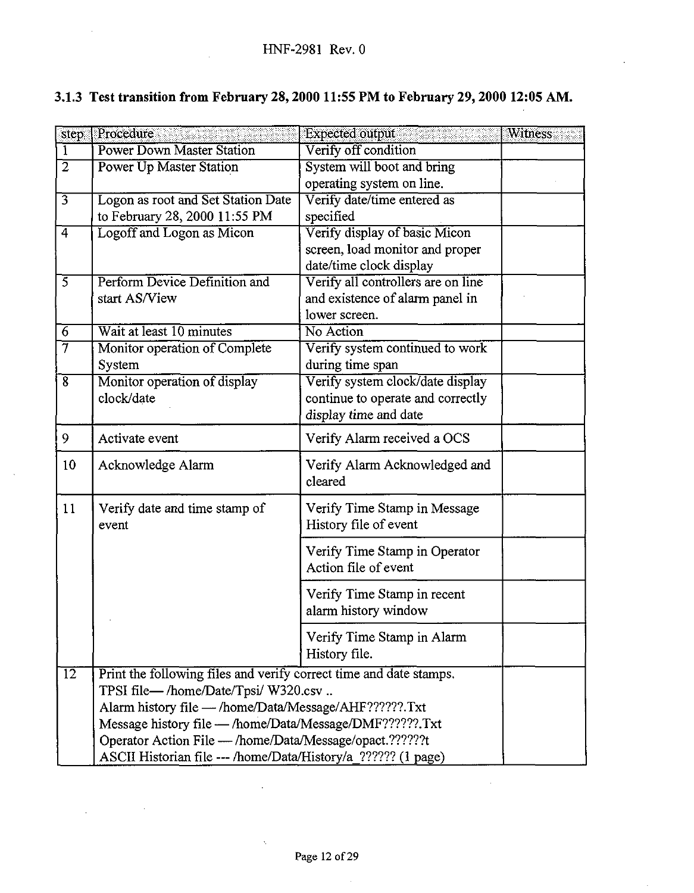### 3.1.3 Test transition from February 28, 2000 11:55 PM to February 29, 2000 12:05 AM.

| step | Procedure | Expected output | Witness |
|---|---|---|---|
| 1 | Power Down Master Station | Verify off condition | |
| 2 | Power Up Master Station | System will boot and bring operating system on line. | |
| 3 | Logon as root and Set Station Date to February 28, 2000 11:55 PM | Verify date/time entered as specified | |
| 4 | Logoff and Logon as Micon | Verify display of basic Micon screen, load monitor and proper date/time clock display | |
| 5 | Perform Device Definition and start AS/View | Verify all controllers are on line and existence of alarm panel in lower screen. | |
| 6 | Wait at least 10 minutes | No Action | |
| 7 | Monitor operation of Complete System | Verify system continued to work during time span | |
| 8 | Monitor operation of display clock/date | Verify system clock/date display continue to operate and correctly display time and date | |
| 9 | Activate event | Verify Alarm received a OCS | |
| 10 | Acknowledge Alarm | Verify Alarm Acknowledged and cleared | |
| 11 | Verify date and time stamp of event | Verify Time Stamp in Message History file of event | |
| | | Verify Time Stamp in Operator Action file of event | |
| | | Verify Time Stamp in recent alarm history window | |
| | | Verify Time Stamp in Alarm History file. | |
| 12 | Print the following files and verify correct time and date stamps.<br>TPSI file— /home/Date/Tpsi/ W320.csv ..<br>Alarm history file — /home/Data/Message/AHF??????.Txt<br>Message history file — /home/Data/Message/DMF??????.Txt<br>Operator Action File — /home/Data/Message/opact.??????t<br>ASCII Historian file --- /home/Data/History/a_?????? (1 page) | | |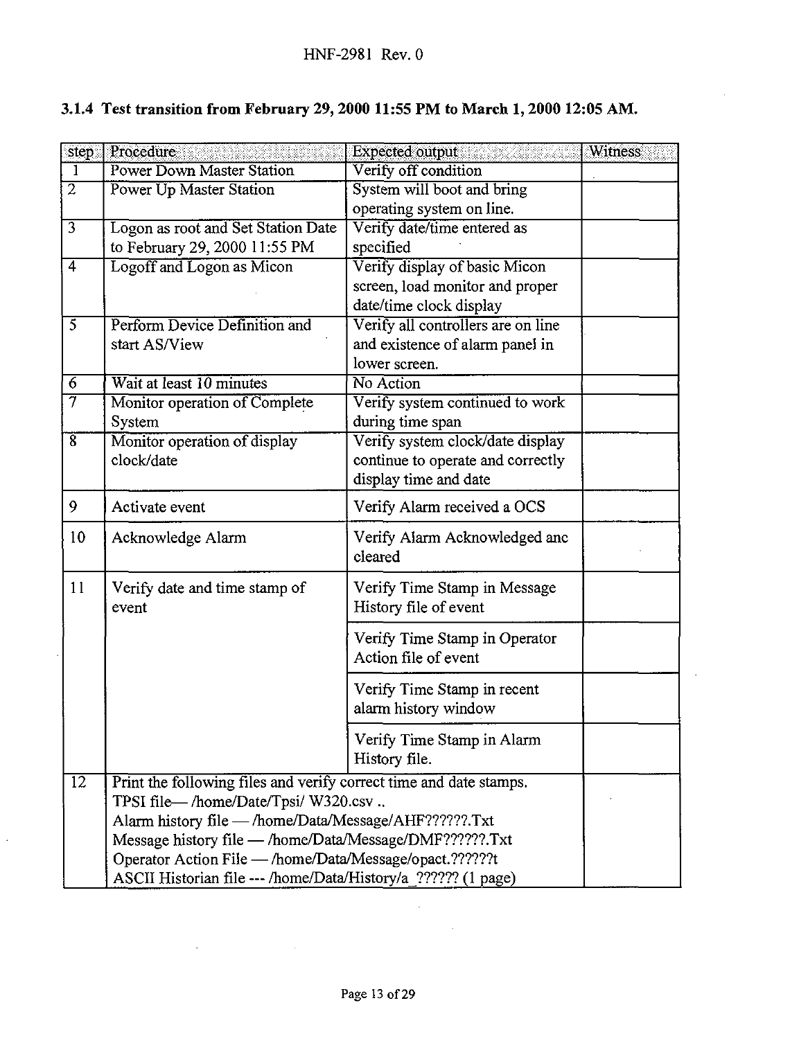### 3.1.4 Test transition from February 29, 2000 11:55 PM to March 1, 2000 12:05 AM.

| step | Procedure | Expected output | Witness |
|---|---|---|---|
| 1 | Power Down Master Station | Verify off condition | |
| 2 | Power Up Master Station | System will boot and bring operating system on line. | |
| 3 | Logon as root and Set Station Date to February 29, 2000 11:55 PM | Verify date/time entered as specified | |
| 4 | Logoff and Logon as Micon | Verify display of basic Micon screen, load monitor and proper date/time clock display | |
| 5 | Perform Device Definition and start AS/View | Verify all controllers are on line and existence of alarm panel in lower screen. | |
| 6 | Wait at least 10 minutes | No Action | |
| 7 | Monitor operation of Complete System | Verify system continued to work during time span | |
| 8 | Monitor operation of display clock/date | Verify system clock/date display continue to operate and correctly display time and date | |
| 9 | Activate event | Verify Alarm received a OCS | |
| 10 | Acknowledge Alarm | Verify Alarm Acknowledged anc cleared | |
| 11 | Verify date and time stamp of event | Verify Time Stamp in Message History file of event | |
| | | Verify Time Stamp in Operator Action file of event | |
| | | Verify Time Stamp in recent alarm history window | |
| | | Verify Time Stamp in Alarm History file. | |
| 12 | Print the following files and verify correct time and date stamps.<br>TPSI file— /home/Date/Tpsi/ W320.csv ..<br>Alarm history file — /home/Data/Message/AHF??????.Txt<br>Message history file — /home/Data/Message/DMF??????.Txt<br>Operator Action File — /home/Data/Message/opact.??????t<br>ASCII Historian file --- /home/Data/History/a_?????? (1 page) | | |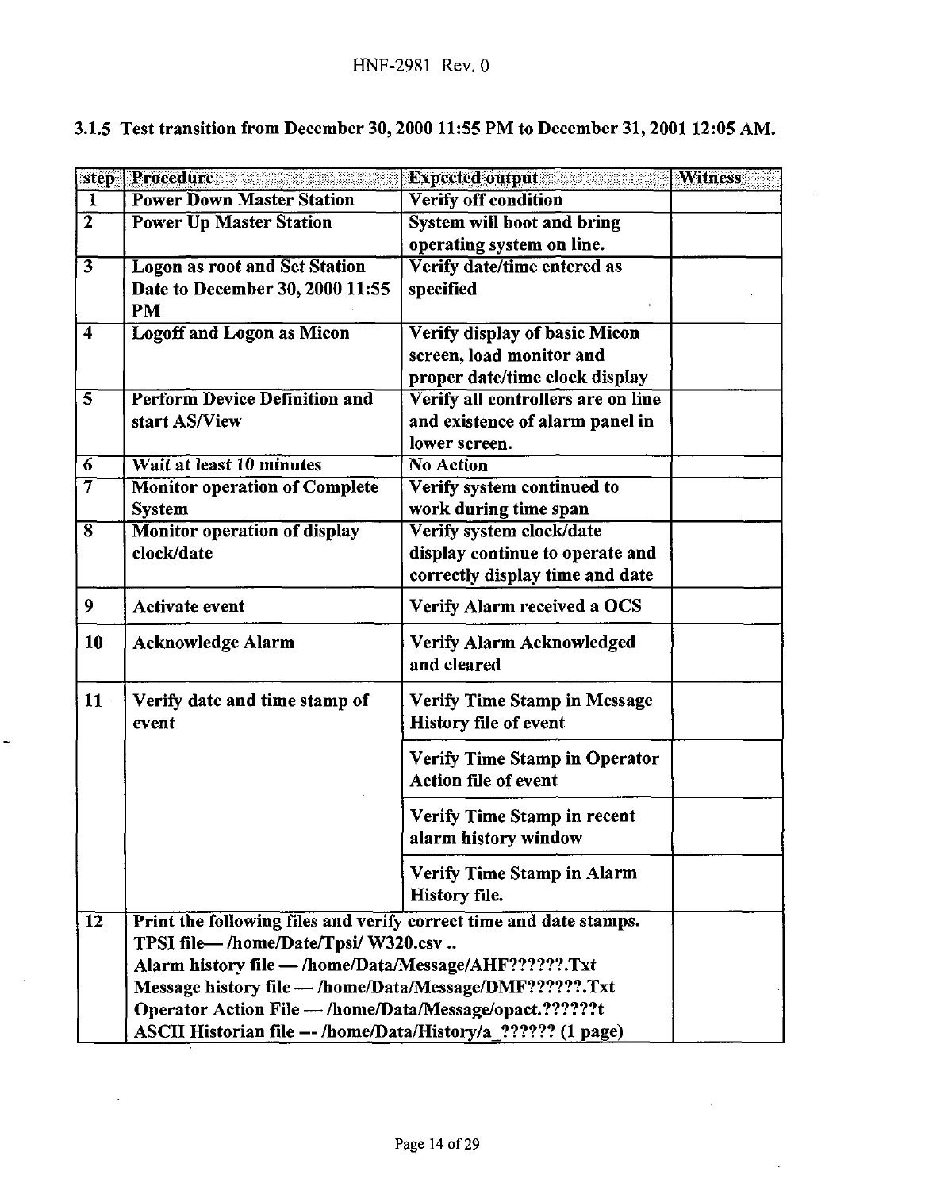### 3.1.5 Test transition from December 30, 2000 11:55 PM to December 31, 2001 12:05 AM.

| step | Procedure | Expected output | Witness |
|---|---|---|---|
| 1 | Power Down Master Station | Verify off condition | |
| 2 | Power Up Master Station | System will boot and bring operating system on line. | |
| 3 | Logon as root and Set Station Date to December 30, 2000 11:55 PM | Verify date/time entered as specified | |
| 4 | Logoff and Logon as Micon | Verify display of basic Micon screen, load monitor and proper date/time clock display | |
| 5 | Perform Device Definition and start AS/View | Verify all controllers are on line and existence of alarm panel in lower screen. | |
| 6 | Wait at least 10 minutes | No Action | |
| 7 | Monitor operation of Complete System | Verify system continued to work during time span | |
| 8 | Monitor operation of display clock/date | Verify system clock/date display continue to operate and correctly display time and date | |
| 9 | Activate event | Verify Alarm received a OCS | |
| 10 | Acknowledge Alarm | Verify Alarm Acknowledged and cleared | |
| 11 | Verify date and time stamp of event | Verify Time Stamp in Message History file of event | |
| | | Verify Time Stamp in Operator Action file of event | |
| | | Verify Time Stamp in recent alarm history window | |
| | | Verify Time Stamp in Alarm History file. | |
| 12 | Print the following files and verify correct time and date stamps.<br>TPSI file— /home/Date/Tpsi/ W320.csv ..<br>Alarm history file — /home/Data/Message/AHF??????.Txt<br>Message history file — /home/Data/Message/DMF??????.Txt<br>Operator Action File — /home/Data/Message/opact.??????t<br>ASCII Historian file --- /home/Data/History/a_?????? (1 page) | | |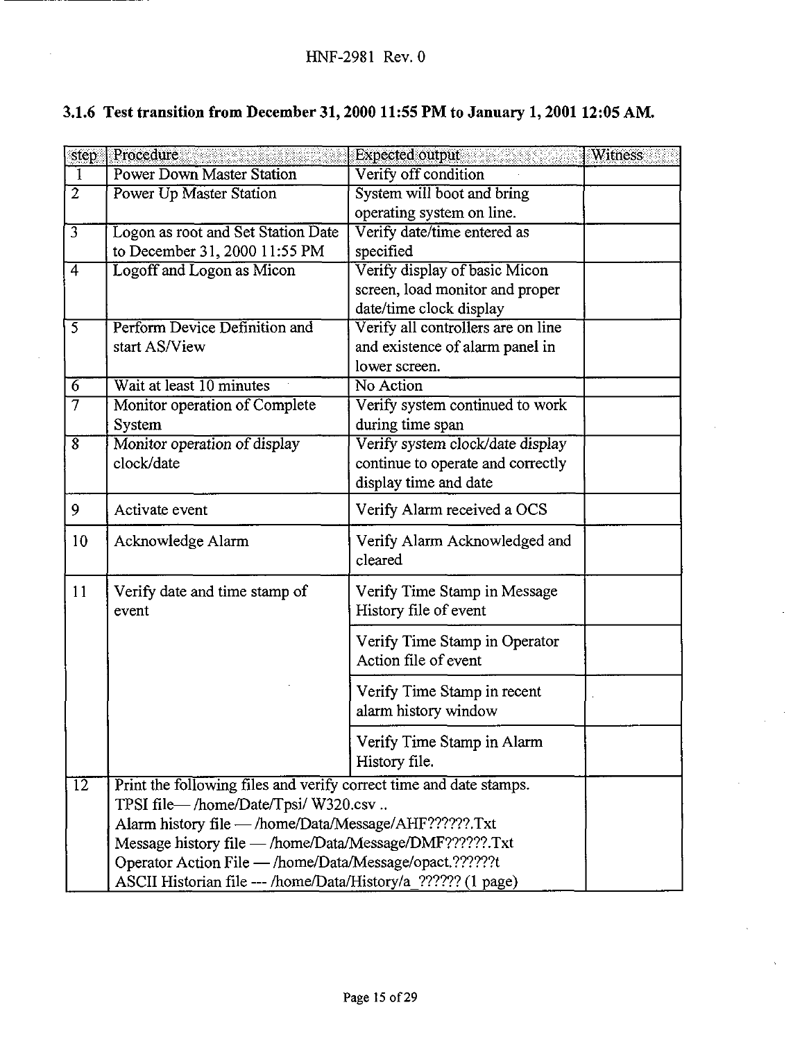### 3.1.6 Test transition from December 31, 2000 11:55 PM to January 1, 2001 12:05 AM.

| step | Procedure | Expected output | Witness |
|---|---|---|---|
| 1 | Power Down Master Station | Verify off condition | |
| 2 | Power Up Master Station | System will boot and bring operating system on line. | |
| 3 | Logon as root and Set Station Date to December 31, 2000 11:55 PM | Verify date/time entered as specified | |
| 4 | Logoff and Logon as Micon | Verify display of basic Micon screen, load monitor and proper date/time clock display | |
| 5 | Perform Device Definition and start AS/View | Verify all controllers are on line and existence of alarm panel in lower screen. | |
| 6 | Wait at least 10 minutes | No Action | |
| 7 | Monitor operation of Complete System | Verify system continued to work during time span | |
| 8 | Monitor operation of display clock/date | Verify system clock/date display continue to operate and correctly display time and date | |
| 9 | Activate event | Verify Alarm received a OCS | |
| 10 | Acknowledge Alarm | Verify Alarm Acknowledged and cleared | |
| 11 | Verify date and time stamp of event | Verify Time Stamp in Message History file of event | |
| | | Verify Time Stamp in Operator Action file of event | |
| | | Verify Time Stamp in recent alarm history window | |
| | | Verify Time Stamp in Alarm History file. | |
| 12 | Print the following files and verify correct time and date stamps.<br>TPSI file— /home/Date/Tpsi/ W320.csv ..<br>Alarm history file — /home/Data/Message/AHF??????.Txt<br>Message history file — /home/Data/Message/DMF??????.Txt<br>Operator Action File — /home/Data/Message/opact.??????t<br>ASCII Historian file --- /home/Data/History/a_?????? (1 page) | | |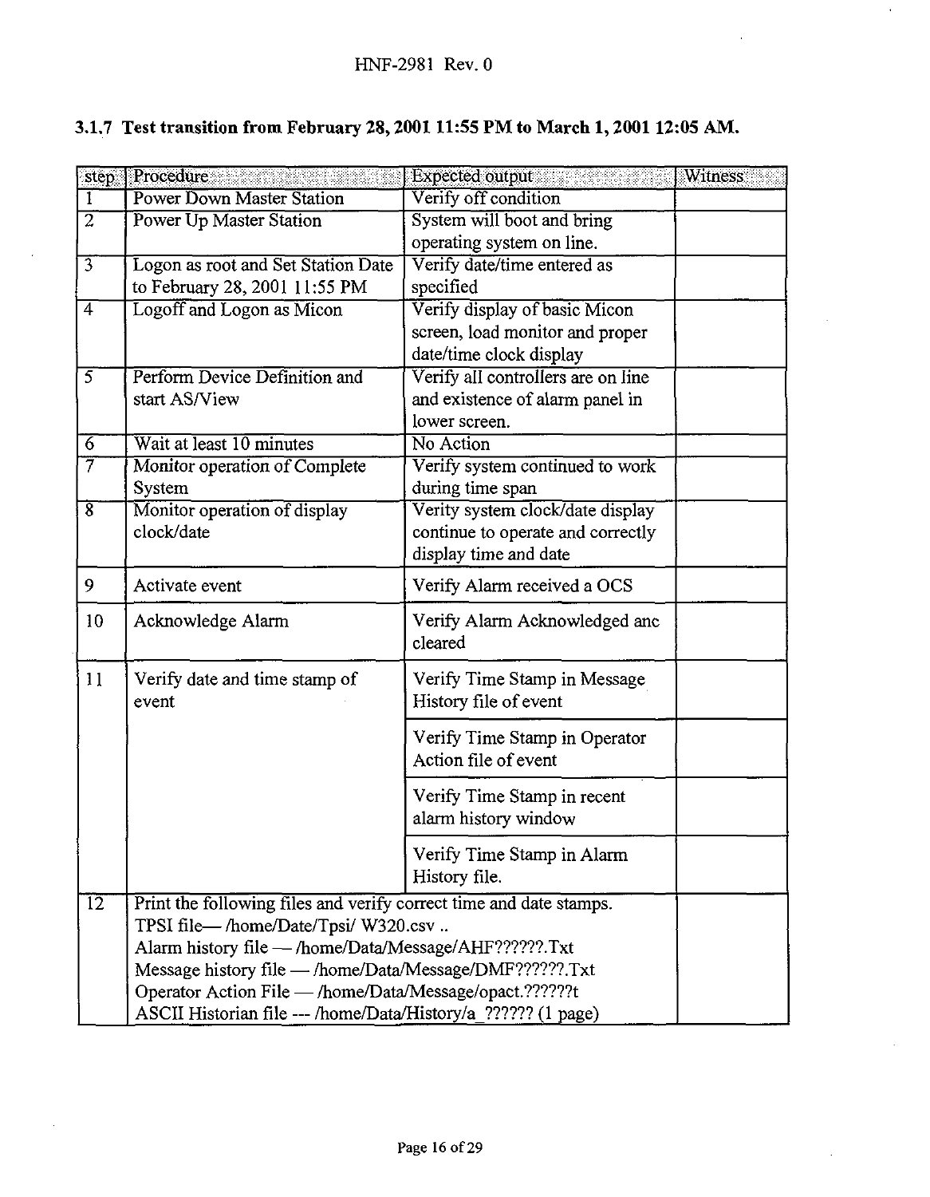### 3.1.7 Test transition from February 28, 2001 11:55 PM to March 1, 2001 12:05 AM.

| step | Procedure | Expected output | Witness |
|---|---|---|---|
| 1 | Power Down Master Station | Verify off condition | |
| 2 | Power Up Master Station | System will boot and bring operating system on line. | |
| 3 | Logon as root and Set Station Date to February 28, 2001 11:55 PM | Verify date/time entered as specified | |
| 4 | Logoff and Logon as Micon | Verify display of basic Micon screen, load monitor and proper date/time clock display | |
| 5 | Perform Device Definition and start AS/View | Verify all controllers are on line and existence of alarm panel in lower screen. | |
| 6 | Wait at least 10 minutes | No Action | |
| 7 | Monitor operation of Complete System | Verify system continued to work during time span | |
| 8 | Monitor operation of display clock/date | Verity system clock/date display continue to operate and correctly display time and date | |
| 9 | Activate event | Verify Alarm received a OCS | |
| 10 | Acknowledge Alarm | Verify Alarm Acknowledged anc cleared | |
| 11 | Verify date and time stamp of event | Verify Time Stamp in Message History file of event | |
| | | Verify Time Stamp in Operator Action file of event | |
| | | Verify Time Stamp in recent alarm history window | |
| | | Verify Time Stamp in Alarm History file. | |
| 12 | Print the following files and verify correct time and date stamps.<br>TPSI file— /home/Date/Tpsi/ W320.csv ..<br>Alarm history file — /home/Data/Message/AHF??????.Txt<br>Message history file — /home/Data/Message/DMF??????.Txt<br>Operator Action File — /home/Data/Message/opact.??????t<br>ASCII Historian file --- /home/Data/History/a_?????? (1 page) | | |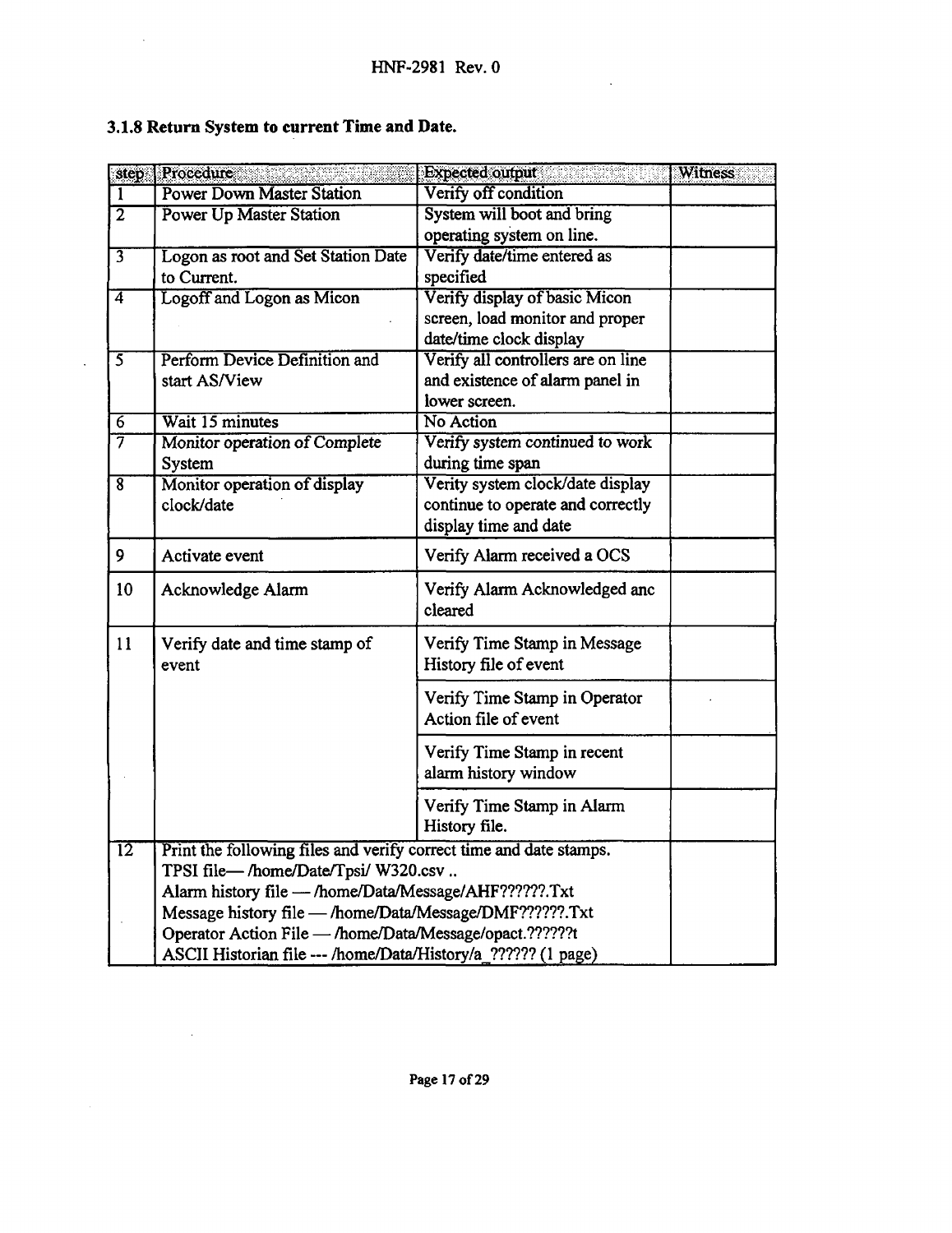### 3.1.8 Return System to current Time and Date.

| step | Procedure | Expected output | Witness |
|---|---|---|---|
| 1 | Power Down Master Station | Verify off condition | |
| 2 | Power Up Master Station | System will boot and bring operating system on line. | |
| 3 | Logon as root and Set Station Date to Current. | Verify date/time entered as specified | |
| 4 | Logoff and Logon as Micon | Verify display of basic Micon screen, load monitor and proper date/time clock display | |
| 5 | Perform Device Definition and start AS/View | Verify all controllers are on line and existence of alarm panel in lower screen. | |
| 6 | Wait 15 minutes | No Action | |
| 7 | Monitor operation of Complete System | Verify system continued to work during time span | |
| 8 | Monitor operation of display clock/date | Verity system clock/date display continue to operate and correctly display time and date | |
| 9 | Activate event | Verify Alarm received a OCS | |
| 10 | Acknowledge Alarm | Verify Alarm Acknowledged anc cleared | |
| 11 | Verify date and time stamp of event | Verify Time Stamp in Message History file of event | |
| | | Verify Time Stamp in Operator Action file of event | |
| | | Verify Time Stamp in recent alarm history window | |
| | | Verify Time Stamp in Alarm History file. | |
| 12 | Print the following files and verify correct time and date stamps.<br>TPSI file— /home/Date/Tpsi/ W320.csv ..<br>Alarm history file — /home/Data/Message/AHF??????.Txt<br>Message history file — /home/Data/Message/DMF??????.Txt<br>Operator Action File — /home/Data/Message/opact.??????t<br>ASCII Historian file --- /home/Data/History/a_?????? (1 page) | | |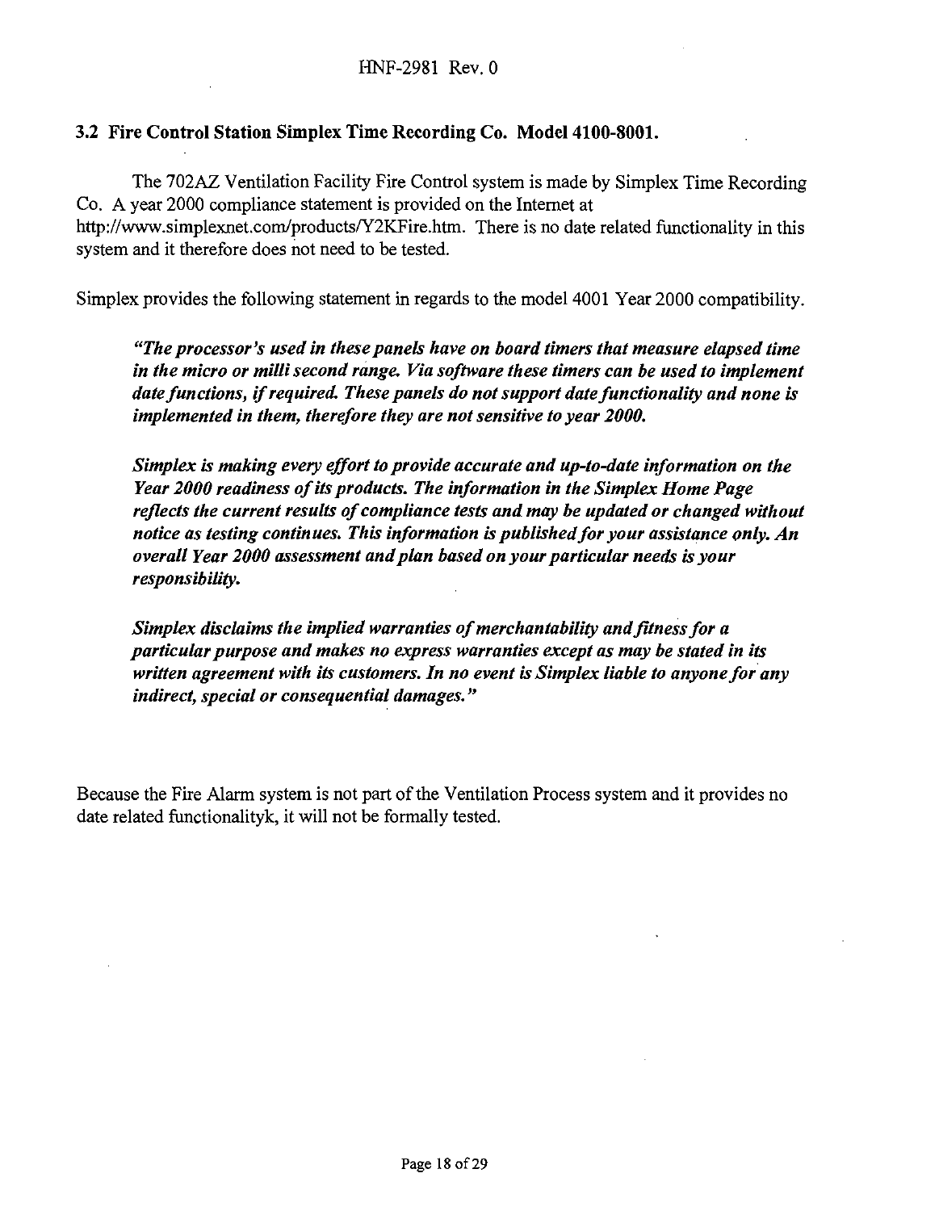### 3.2 Fire Control Station Simplex Time Recording Co. Model 4100-8001.

The 702AZ Ventilation Facility Fire Control system is made by Simplex Time Recording Co. A year 2000 compliance statement is provided on the Internet at http://www.simplexnet.com/products/Y2KFire.htm. There is no date related functionality in this system and it therefore does not need to be tested.

Simplex provides the following statement in regards to the model 4001 Year 2000 compatibility.

> ***"The processor's used in these panels have on board timers that measure elapsed time in the micro or milli second range. Via software these timers can be used to implement date functions, if required. These panels do not support date functionality and none is implemented in them, therefore they are not sensitive to year 2000.***
>
> ***Simplex is making every effort to provide accurate and up-to-date information on the Year 2000 readiness of its products. The information in the Simplex Home Page reflects the current results of compliance tests and may be updated or changed without notice as testing continues. This information is published for your assistance only. An overall Year 2000 assessment and plan based on your particular needs is your responsibility.***
>
> ***Simplex disclaims the implied warranties of merchantability and fitness for a particular purpose and makes no express warranties except as may be stated in its written agreement with its customers. In no event is Simplex liable to anyone for any indirect, special or consequential damages."***

Because the Fire Alarm system is not part of the Ventilation Process system and it provides no date related functionalityk, it will not be formally tested.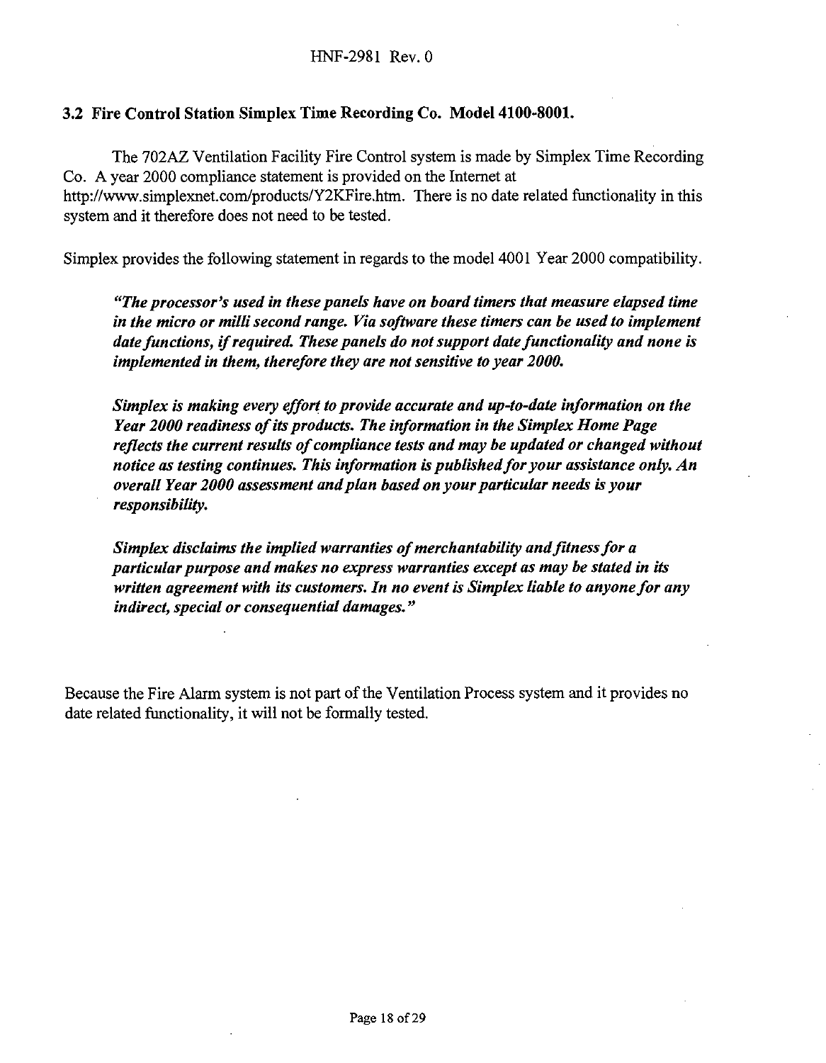### 3.2 Fire Control Station Simplex Time Recording Co. Model 4100-8001.

The 702AZ Ventilation Facility Fire Control system is made by Simplex Time Recording Co. A year 2000 compliance statement is provided on the Internet at http://www.simplexnet.com/products/Y2KFire.htm. There is no date related functionality in this system and it therefore does not need to be tested.

Simplex provides the following statement in regards to the model 4001 Year 2000 compatibility.

> ***"The processor's used in these panels have on board timers that measure elapsed time in the micro or milli second range. Via software these timers can be used to implement date functions, if required. These panels do not support date functionality and none is implemented in them, therefore they are not sensitive to year 2000.***
>
> ***Simplex is making every effort to provide accurate and up-to-date information on the Year 2000 readiness of its products. The information in the Simplex Home Page reflects the current results of compliance tests and may be updated or changed without notice as testing continues. This information is published for your assistance only. An overall Year 2000 assessment and plan based on your particular needs is your responsibility.***
>
> ***Simplex disclaims the implied warranties of merchantability and fitness for a particular purpose and makes no express warranties except as may be stated in its written agreement with its customers. In no event is Simplex liable to anyone for any indirect, special or consequential damages."***

Because the Fire Alarm system is not part of the Ventilation Process system and it provides no date related functionality, it will not be formally tested.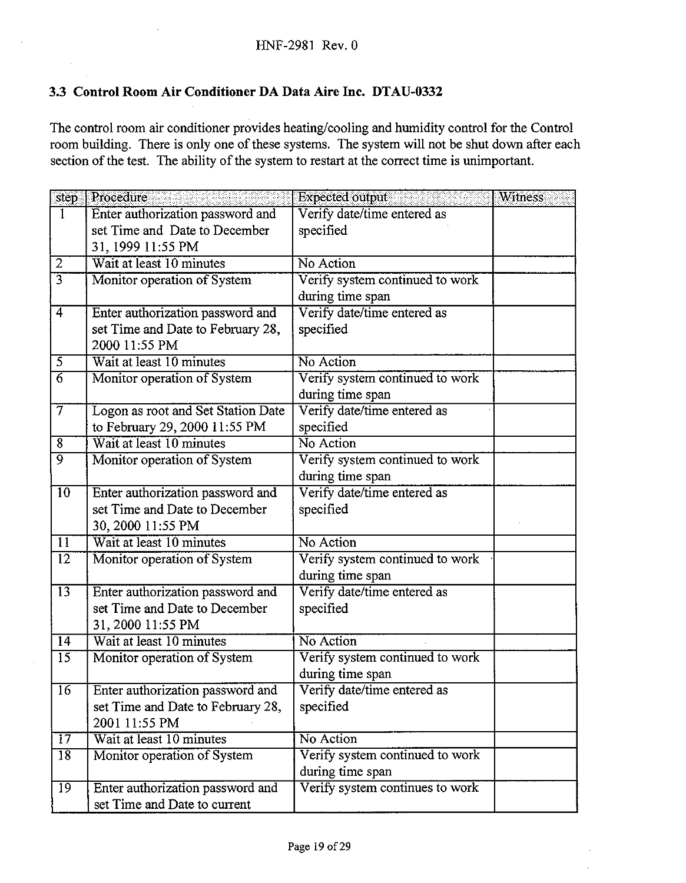### 3.3 Control Room Air Conditioner DA Data Aire Inc. DTAU-0332

The control room air conditioner provides heating/cooling and humidity control for the Control room building. There is only one of these systems. The system will not be shut down after each section of the test. The ability of the system to restart at the correct time is unimportant.

| step | Procedure | Expected output | Witness |
|---|---|---|---|
| 1 | Enter authorization password and set Time and Date to December 31, 1999 11:55 PM | Verify date/time entered as specified | |
| 2 | Wait at least 10 minutes | No Action | |
| 3 | Monitor operation of System | Verify system continued to work during time span | |
| 4 | Enter authorization password and set Time and Date to February 28, 2000 11:55 PM | Verify date/time entered as specified | |
| 5 | Wait at least 10 minutes | No Action | |
| 6 | Monitor operation of System | Verify system continued to work during time span | |
| 7 | Logon as root and Set Station Date to February 29, 2000 11:55 PM | Verify date/time entered as specified | |
| 8 | Wait at least 10 minutes | No Action | |
| 9 | Monitor operation of System | Verify system continued to work during time span | |
| 10 | Enter authorization password and set Time and Date to December 30, 2000 11:55 PM | Verify date/time entered as specified | |
| 11 | Wait at least 10 minutes | No Action | |
| 12 | Monitor operation of System | Verify system continued to work during time span | |
| 13 | Enter authorization password and set Time and Date to December 31, 2000 11:55 PM | Verify date/time entered as specified | |
| 14 | Wait at least 10 minutes | No Action | |
| 15 | Monitor operation of System | Verify system continued to work during time span | |
| 16 | Enter authorization password and set Time and Date to February 28, 2001 11:55 PM | Verify date/time entered as specified | |
| 17 | Wait at least 10 minutes | No Action | |
| 18 | Monitor operation of System | Verify system continued to work during time span | |
| 19 | Enter authorization password and set Time and Date to current | Verify system continues to work | |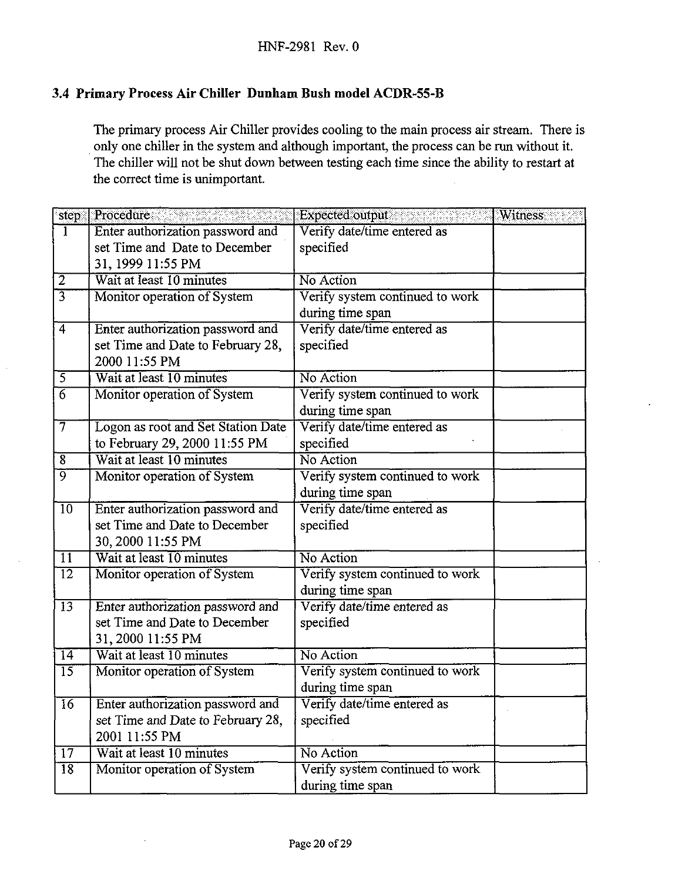### 3.4 Primary Process Air Chiller Dunham Bush model ACDR-55-B

The primary process Air Chiller provides cooling to the main process air stream. There is only one chiller in the system and although important, the process can be run without it. The chiller will not be shut down between testing each time since the ability to restart at the correct time is unimportant.

| step | Procedure | Expected output | Witness |
|---|---|---|---|
| 1 | Enter authorization password and set Time and Date to December 31, 1999 11:55 PM | Verify date/time entered as specified | |
| 2 | Wait at least 10 minutes | No Action | |
| 3 | Monitor operation of System | Verify system continued to work during time span | |
| 4 | Enter authorization password and set Time and Date to February 28, 2000 11:55 PM | Verify date/time entered as specified | |
| 5 | Wait at least 10 minutes | No Action | |
| 6 | Monitor operation of System | Verify system continued to work during time span | |
| 7 | Logon as root and Set Station Date to February 29, 2000 11:55 PM | Verify date/time entered as specified | |
| 8 | Wait at least 10 minutes | No Action | |
| 9 | Monitor operation of System | Verify system continued to work during time span | |
| 10 | Enter authorization password and set Time and Date to December 30, 2000 11:55 PM | Verify date/time entered as specified | |
| 11 | Wait at least 10 minutes | No Action | |
| 12 | Monitor operation of System | Verify system continued to work during time span | |
| 13 | Enter authorization password and set Time and Date to December 31, 2000 11:55 PM | Verify date/time entered as specified | |
| 14 | Wait at least 10 minutes | No Action | |
| 15 | Monitor operation of System | Verify system continued to work during time span | |
| 16 | Enter authorization password and set Time and Date to February 28, 2001 11:55 PM | Verify date/time entered as specified | |
| 17 | Wait at least 10 minutes | No Action | |
| 18 | Monitor operation of System | Verify system continued to work during time span | |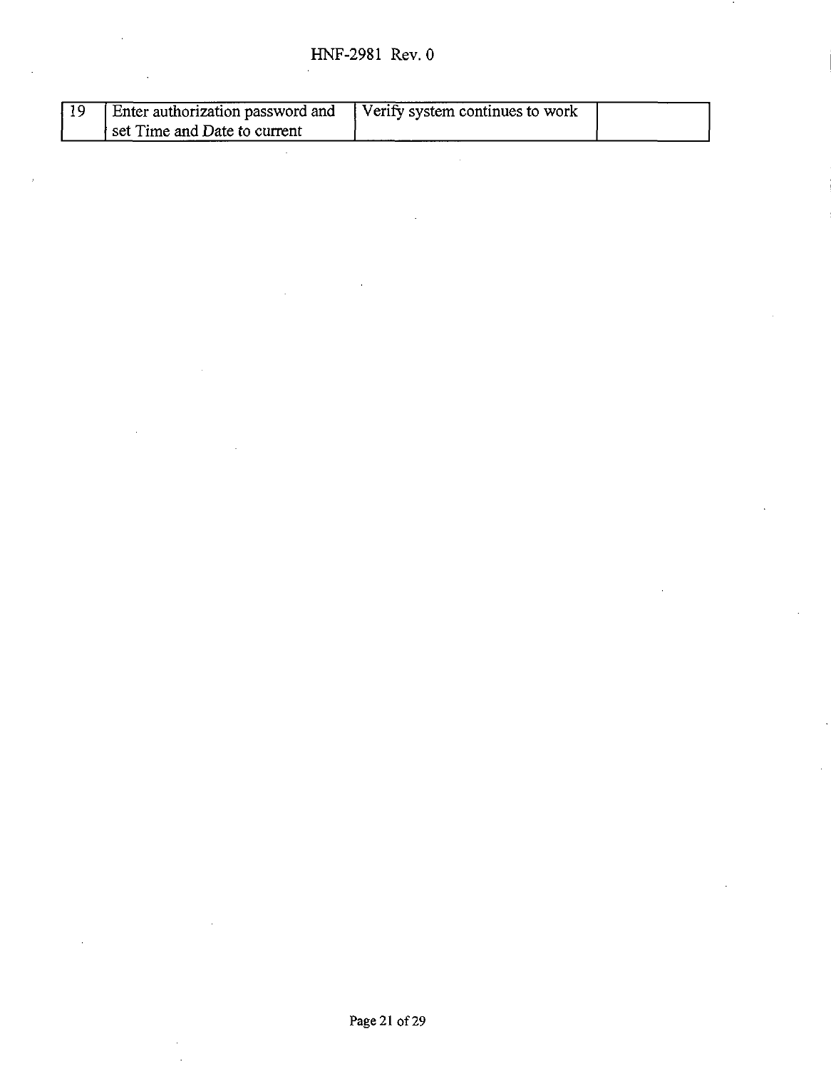| | | | |
|---|---|---|---|
| 19 | Enter authorization password and set Time and Date to current | Verify system continues to work | |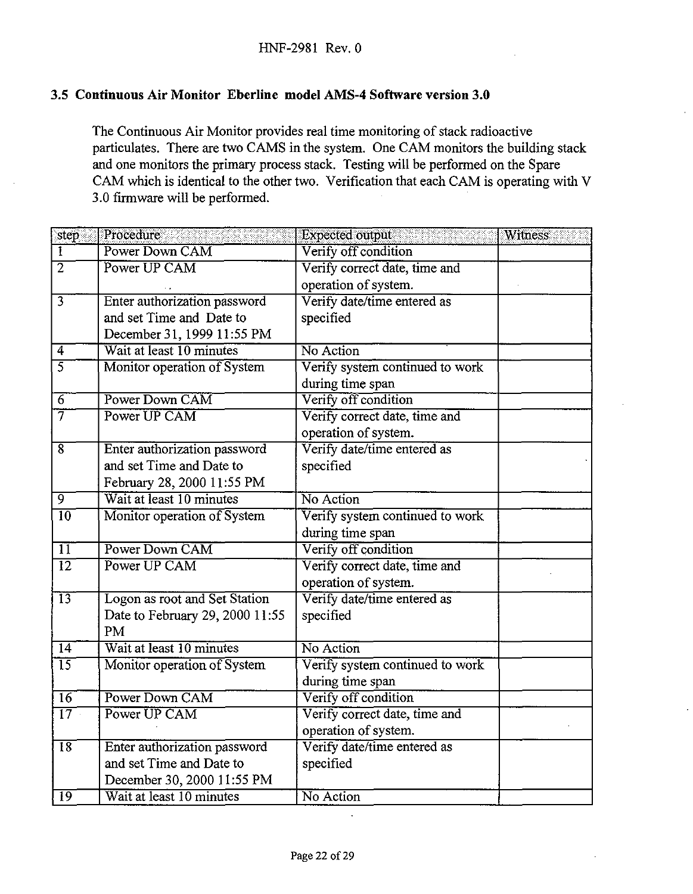### 3.5 Continuous Air Monitor Eberline model AMS-4 Software version 3.0

The Continuous Air Monitor provides real time monitoring of stack radioactive particulates. There are two CAMS in the system. One CAM monitors the building stack and one monitors the primary process stack. Testing will be performed on the Spare CAM which is identical to the other two. Verification that each CAM is operating with V 3.0 firmware will be performed.

| step | Procedure | Expected output | Witness |
|---|---|---|---|
| 1 | Power Down CAM | Verify off condition | |
| 2 | Power UP CAM | Verify correct date, time and operation of system. | |
| 3 | Enter authorization password and set Time and Date to December 31, 1999 11:55 PM | Verify date/time entered as specified | |
| 4 | Wait at least 10 minutes | No Action | |
| 5 | Monitor operation of System | Verify system continued to work during time span | |
| 6 | Power Down CAM | Verify off condition | |
| 7 | Power UP CAM | Verify correct date, time and operation of system. | |
| 8 | Enter authorization password and set Time and Date to February 28, 2000 11:55 PM | Verify date/time entered as specified | |
| 9 | Wait at least 10 minutes | No Action | |
| 10 | Monitor operation of System | Verify system continued to work during time span | |
| 11 | Power Down CAM | Verify off condition | |
| 12 | Power UP CAM | Verify correct date, time and operation of system. | |
| 13 | Logon as root and Set Station Date to February 29, 2000 11:55 PM | Verify date/time entered as specified | |
| 14 | Wait at least 10 minutes | No Action | |
| 15 | Monitor operation of System | Verify system continued to work during time span | |
| 16 | Power Down CAM | Verify off condition | |
| 17 | Power UP CAM | Verify correct date, time and operation of system. | |
| 18 | Enter authorization password and set Time and Date to December 30, 2000 11:55 PM | Verify date/time entered as specified | |
| 19 | Wait at least 10 minutes | No Action | |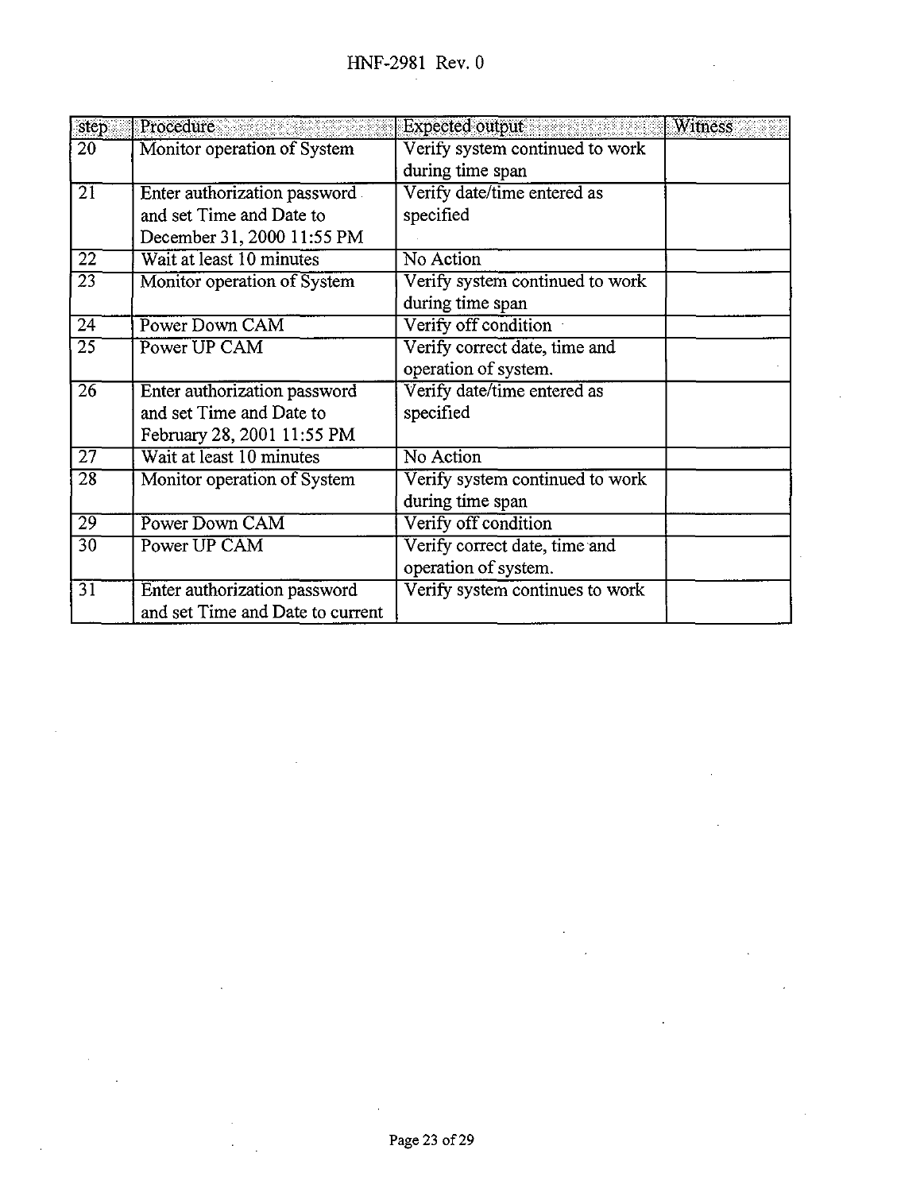| step | Procedure | Expected output | Witness |
|---|---|---|---|
| 20 | Monitor operation of System | Verify system continued to work during time span | |
| 21 | Enter authorization password and set Time and Date to December 31, 2000 11:55 PM | Verify date/time entered as specified | |
| 22 | Wait at least 10 minutes | No Action | |
| 23 | Monitor operation of System | Verify system continued to work during time span | |
| 24 | Power Down CAM | Verify off condition | |
| 25 | Power UP CAM | Verify correct date, time and operation of system. | |
| 26 | Enter authorization password and set Time and Date to February 28, 2001 11:55 PM | Verify date/time entered as specified | |
| 27 | Wait at least 10 minutes | No Action | |
| 28 | Monitor operation of System | Verify system continued to work during time span | |
| 29 | Power Down CAM | Verify off condition | |
| 30 | Power UP CAM | Verify correct date, time and operation of system. | |
| 31 | Enter authorization password and set Time and Date to current | Verify system continues to work | |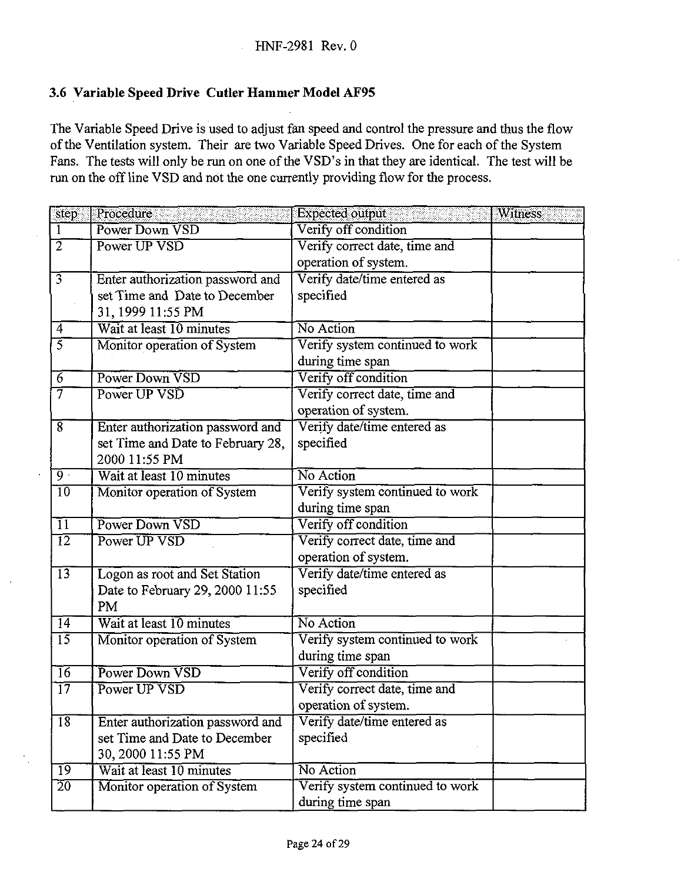### 3.6 Variable Speed Drive Cutler Hammer Model AF95

The Variable Speed Drive is used to adjust fan speed and control the pressure and thus the flow of the Ventilation system. Their are two Variable Speed Drives. One for each of the System Fans. The tests will only be run on one of the VSD's in that they are identical. The test will be run on the off line VSD and not the one currently providing flow for the process.

| step | Procedure | Expected output | Witness |
|---|---|---|---|
| 1 | Power Down VSD | Verify off condition | |
| 2 | Power UP VSD | Verify correct date, time and operation of system. | |
| 3 | Enter authorization password and set Time and Date to December 31, 1999 11:55 PM | Verify date/time entered as specified | |
| 4 | Wait at least 10 minutes | No Action | |
| 5 | Monitor operation of System | Verify system continued to work during time span | |
| 6 | Power Down VSD | Verify off condition | |
| 7 | Power UP VSD | Verify correct date, time and operation of system. | |
| 8 | Enter authorization password and set Time and Date to February 28, 2000 11:55 PM | Verify date/time entered as specified | |
| 9 | Wait at least 10 minutes | No Action | |
| 10 | Monitor operation of System | Verify system continued to work during time span | |
| 11 | Power Down VSD | Verify off condition | |
| 12 | Power UP VSD | Verify correct date, time and operation of system. | |
| 13 | Logon as root and Set Station Date to February 29, 2000 11:55 PM | Verify date/time entered as specified | |
| 14 | Wait at least 10 minutes | No Action | |
| 15 | Monitor operation of System | Verify system continued to work during time span | |
| 16 | Power Down VSD | Verify off condition | |
| 17 | Power UP VSD | Verify correct date, time and operation of system. | |
| 18 | Enter authorization password and set Time and Date to December 30, 2000 11:55 PM | Verify date/time entered as specified | |
| 19 | Wait at least 10 minutes | No Action | |
| 20 | Monitor operation of System | Verify system continued to work during time span | |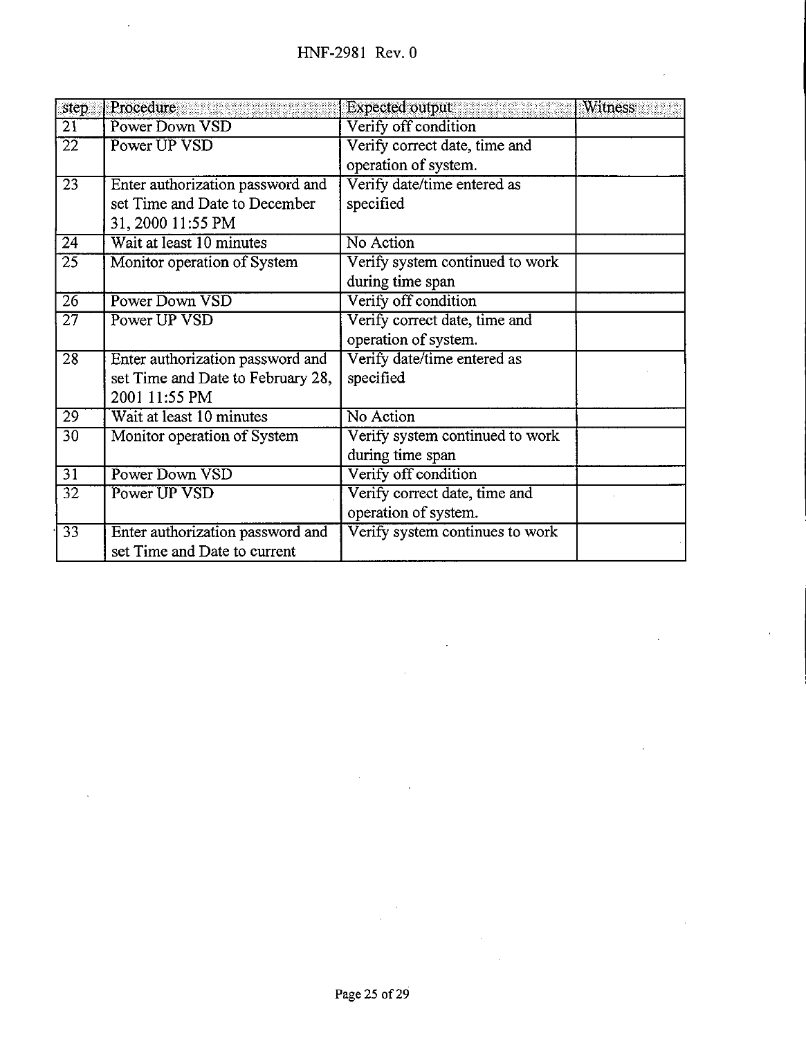| step | Procedure | Expected output | Witness |
|---|---|---|---|
| 21 | Power Down VSD | Verify off condition | |
| 22 | Power UP VSD | Verify correct date, time and operation of system. | |
| 23 | Enter authorization password and set Time and Date to December 31, 2000 11:55 PM | Verify date/time entered as specified | |
| 24 | Wait at least 10 minutes | No Action | |
| 25 | Monitor operation of System | Verify system continued to work during time span | |
| 26 | Power Down VSD | Verify off condition | |
| 27 | Power UP VSD | Verify correct date, time and operation of system. | |
| 28 | Enter authorization password and set Time and Date to February 28, 2001 11:55 PM | Verify date/time entered as specified | |
| 29 | Wait at least 10 minutes | No Action | |
| 30 | Monitor operation of System | Verify system continued to work during time span | |
| 31 | Power Down VSD | Verify off condition | |
| 32 | Power UP VSD | Verify correct date, time and operation of system. | |
| 33 | Enter authorization password and set Time and Date to current | Verify system continues to work | |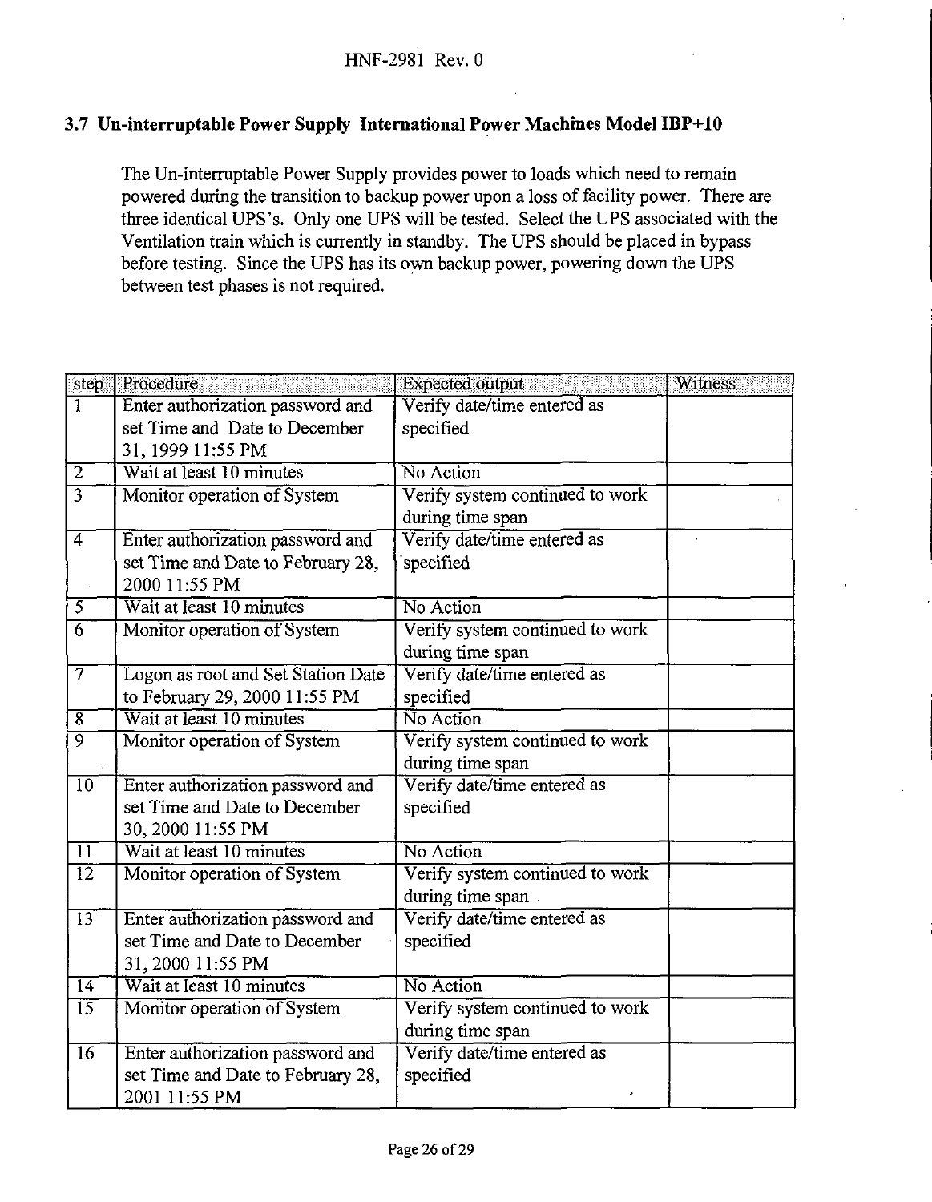### 3.7 Un-interruptable Power Supply International Power Machines Model IBP+10

The Un-interruptable Power Supply provides power to loads which need to remain powered during the transition to backup power upon a loss of facility power. There are three identical UPS's. Only one UPS will be tested. Select the UPS associated with the Ventilation train which is currently in standby. The UPS should be placed in bypass before testing. Since the UPS has its own backup power, powering down the UPS between test phases is not required.

| step | Procedure | Expected output | Witness |
|---|---|---|---|
| 1 | Enter authorization password and set Time and Date to December 31, 1999 11:55 PM | Verify date/time entered as specified | |
| 2 | Wait at least 10 minutes | No Action | |
| 3 | Monitor operation of System | Verify system continued to work during time span | |
| 4 | Enter authorization password and set Time and Date to February 28, 2000 11:55 PM | Verify date/time entered as specified | |
| 5 | Wait at least 10 minutes | No Action | |
| 6 | Monitor operation of System | Verify system continued to work during time span | |
| 7 | Logon as root and Set Station Date to February 29, 2000 11:55 PM | Verify date/time entered as specified | |
| 8 | Wait at least 10 minutes | No Action | |
| 9 | Monitor operation of System | Verify system continued to work during time span | |
| 10 | Enter authorization password and set Time and Date to December 30, 2000 11:55 PM | Verify date/time entered as specified | |
| 11 | Wait at least 10 minutes | No Action | |
| 12 | Monitor operation of System | Verify system continued to work during time span | |
| 13 | Enter authorization password and set Time and Date to December 31, 2000 11:55 PM | Verify date/time entered as specified | |
| 14 | Wait at least 10 minutes | No Action | |
| 15 | Monitor operation of System | Verify system continued to work during time span | |
| 16 | Enter authorization password and set Time and Date to February 28, 2001 11:55 PM | Verify date/time entered as specified | |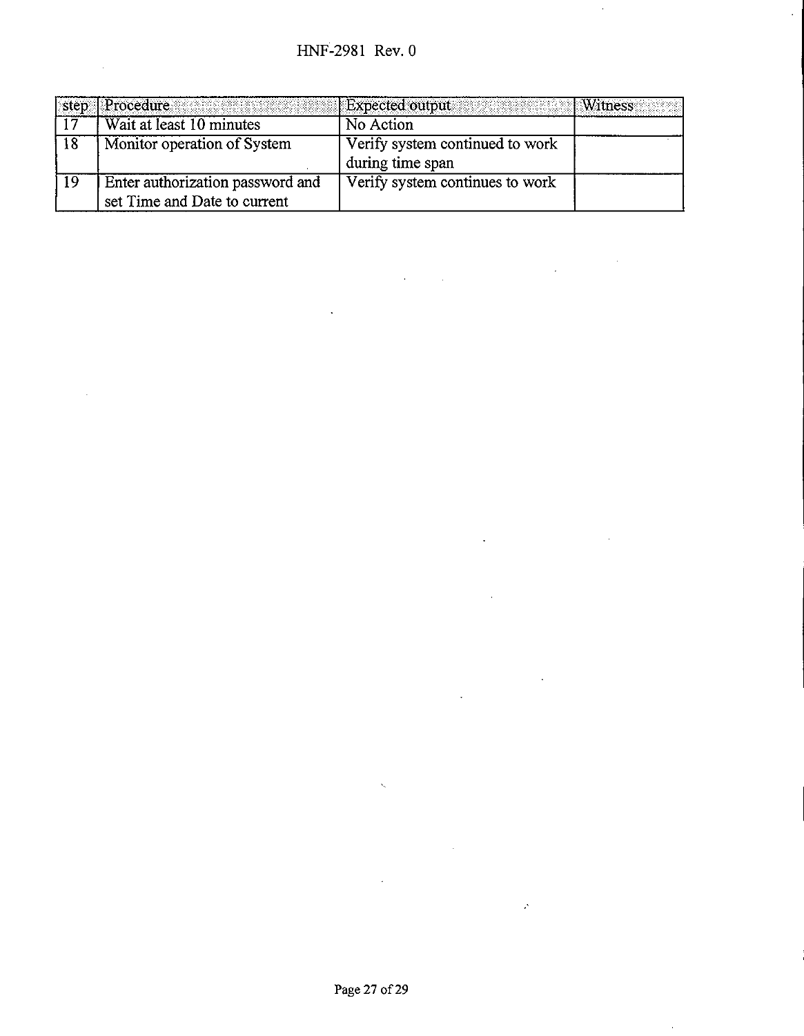| step | Procedure | Expected output | Witness |
|---|---|---|---|
| 17 | Wait at least 10 minutes | No Action | |
| 18 | Monitor operation of System | Verify system continued to work during time span | |
| 19 | Enter authorization password and set Time and Date to current | Verify system continues to work | |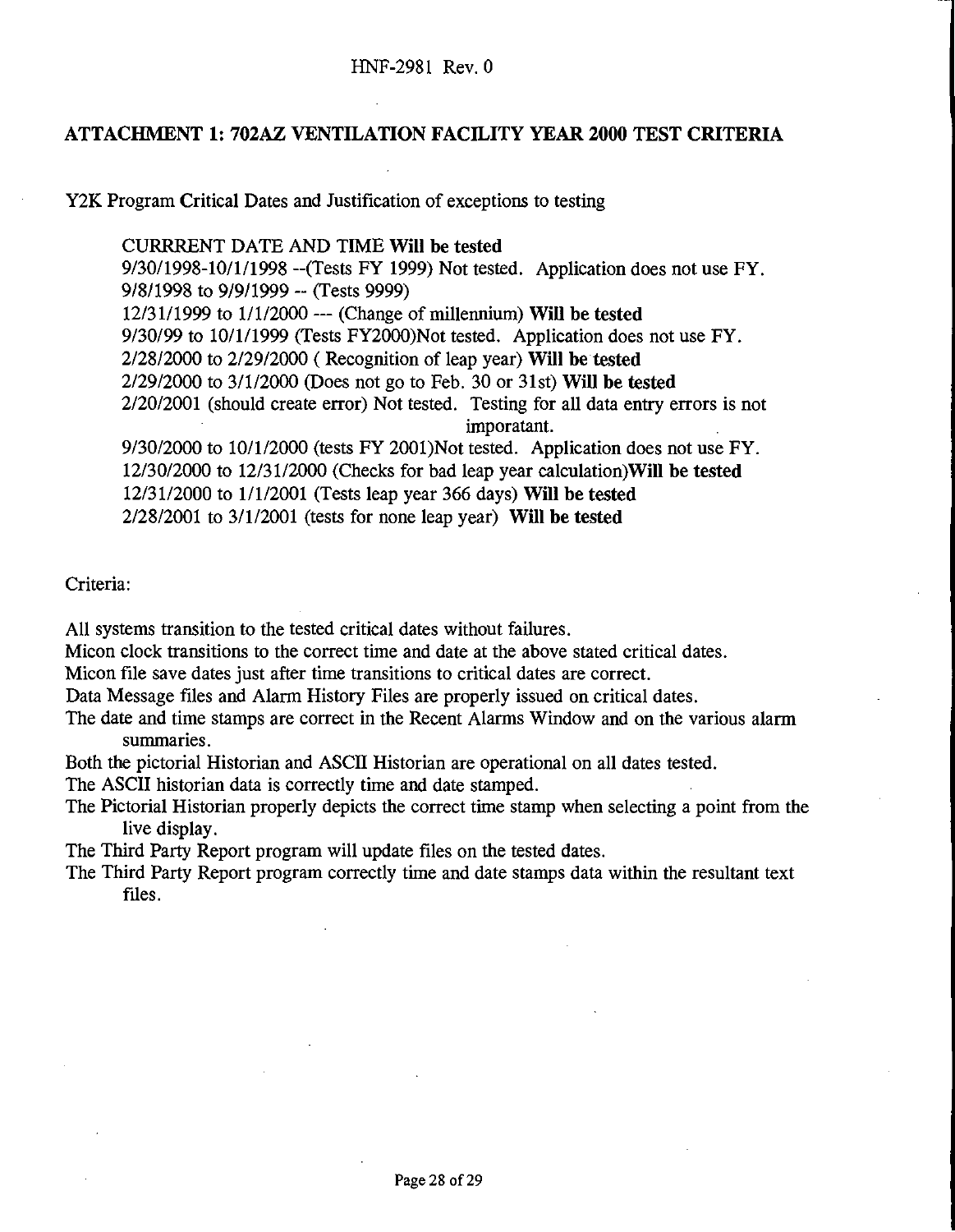## ATTACHMENT 1: 702AZ VENTILATION FACILITY YEAR 2000 TEST CRITERIA

Y2K Program Critical Dates and Justification of exceptions to testing

CURRRENT DATE AND TIME **Will be tested**
9/30/1998-10/1/1998 --(Tests FY 1999) Not tested. Application does not use FY.
9/8/1998 to 9/9/1999 -- (Tests 9999)
12/31/1999 to 1/1/2000 --- (Change of millennium) **Will be tested**
9/30/99 to 10/1/1999 (Tests FY2000)Not tested. Application does not use FY.
2/28/2000 to 2/29/2000 ( Recognition of leap year) **Will be tested**
2/29/2000 to 3/1/2000 (Does not go to Feb. 30 or 31st) **Will be tested**
2/20/2001 (should create error) Not tested. Testing for all data entry errors is not imporatant.
9/30/2000 to 10/1/2000 (tests FY 2001)Not tested. Application does not use FY.
12/30/2000 to 12/31/2000 (Checks for bad leap year calculation)**Will be tested**
12/31/2000 to 1/1/2001 (Tests leap year 366 days) **Will be tested**
2/28/2001 to 3/1/2001 (tests for none leap year) **Will be tested**

Criteria:

All systems transition to the tested critical dates without failures.
Micon clock transitions to the correct time and date at the above stated critical dates.
Micon file save dates just after time transitions to critical dates are correct.
Data Message files and Alarm History Files are properly issued on critical dates.
The date and time stamps are correct in the Recent Alarms Window and on the various alarm summaries.
Both the pictorial Historian and ASCII Historian are operational on all dates tested.
The ASCII historian data is correctly time and date stamped.
The Pictorial Historian properly depicts the correct time stamp when selecting a point from the live display.
The Third Party Report program will update files on the tested dates.
The Third Party Report program correctly time and date stamps data within the resultant text files.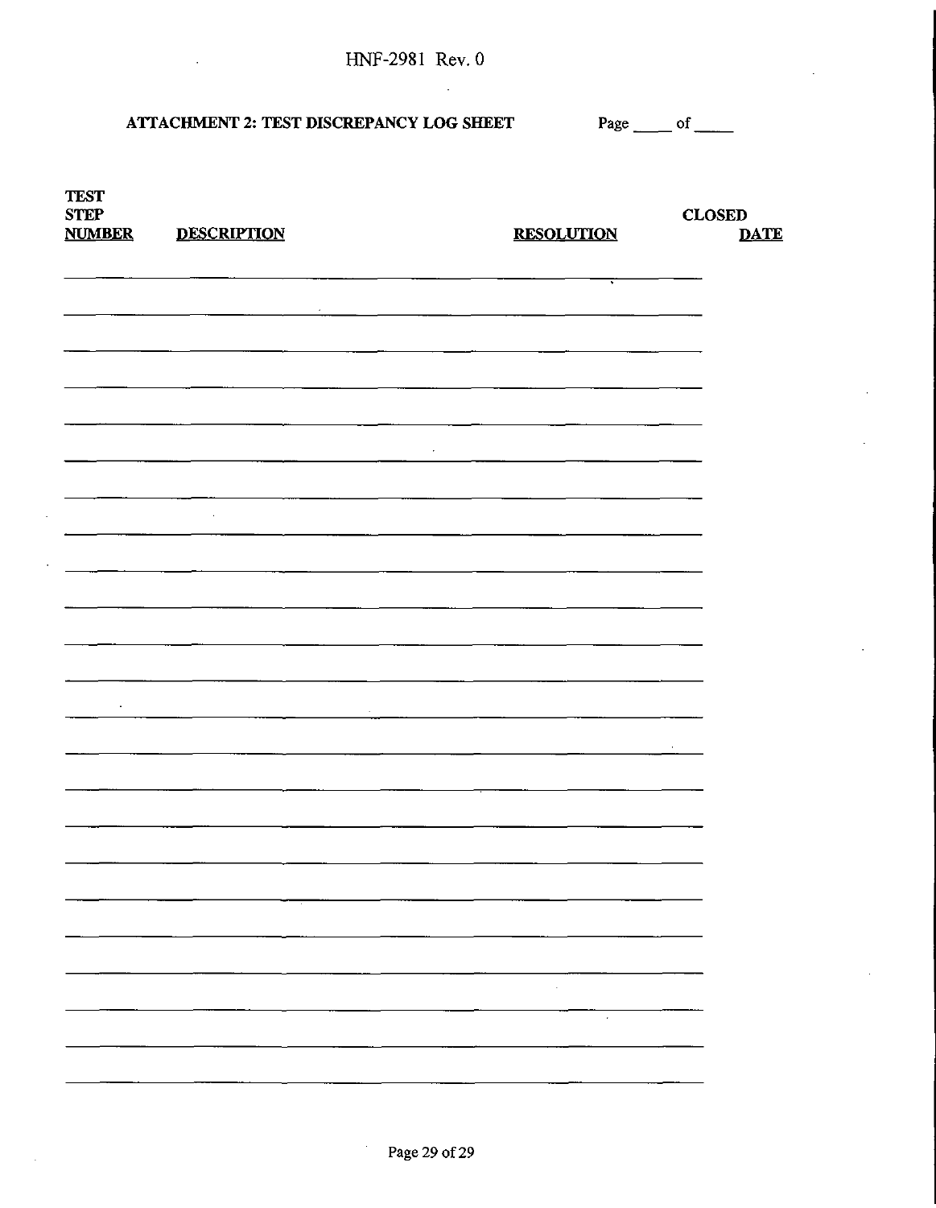## ATTACHMENT 2: TEST DISCREPANCY LOG SHEET

Page ____ of ____

| TEST STEP NUMBER | DESCRIPTION | RESOLUTION | CLOSED DATE |
|---|---|---|---|
| | | | |
| | | | |
| | | | |
| | | | |
| | | | |
| | | | |
| | | | |
| | | | |
| | | | |
| | | | |
| | | | |
| | | | |
| | | | |
| | | | |
| | | | |
| | | | |
| | | | |
| | | | |
| | | | |
| | | | |
| | | | |
| | | | |
| | | | |